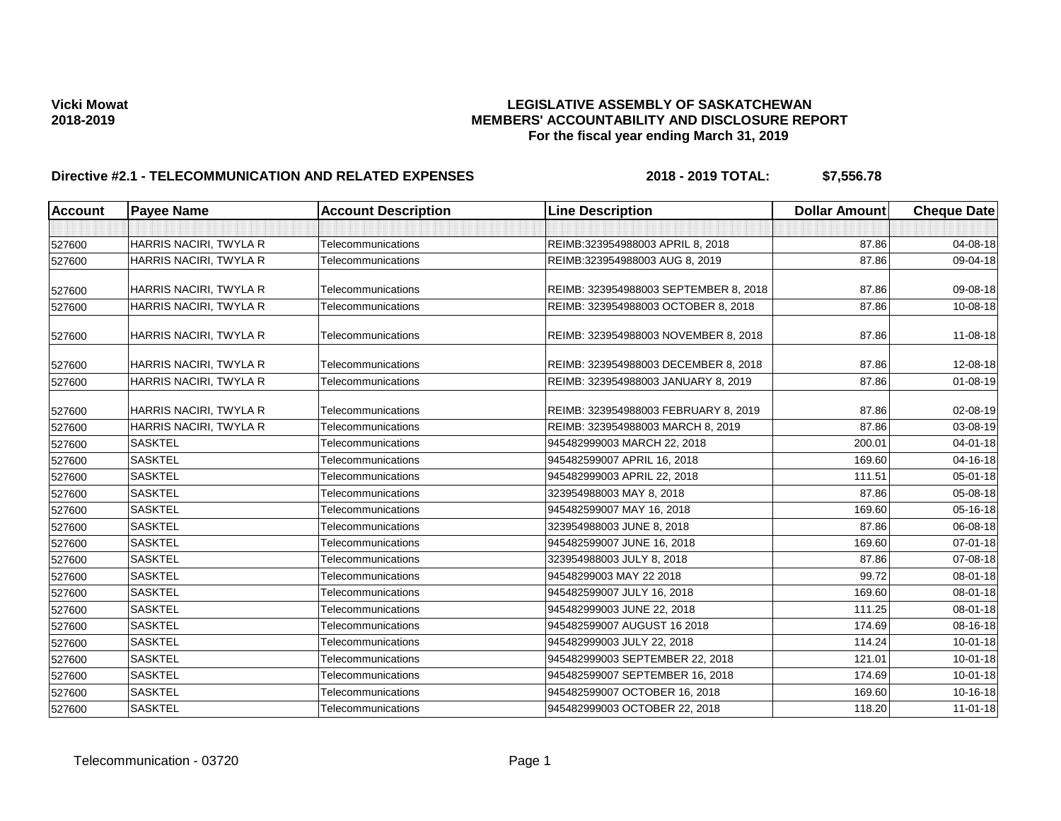**Vicki Mowat**
**2018-2019**

**LEGISLATIVE ASSEMBLY OF SASKATCHEWAN**
**MEMBERS' ACCOUNTABILITY AND DISCLOSURE REPORT**
**For the fiscal year ending March 31, 2019**

**Directive #2.1 - TELECOMMUNICATION AND RELATED EXPENSES** **2018 - 2019 TOTAL: $7,556.78**

| Account | Payee Name | Account Description | Line Description | Dollar Amount | Cheque Date |
|---|---|---|---|---|---|
| | | | | | |
| 527600 | HARRIS NACIRI, TWYLA R | Telecommunications | REIMB:323954988003 APRIL 8, 2018 | 87.86 | 04-08-18 |
| 527600 | HARRIS NACIRI, TWYLA R | Telecommunications | REIMB:323954988003 AUG 8, 2019 | 87.86 | 09-04-18 |
| 527600 | HARRIS NACIRI, TWYLA R | Telecommunications | REIMB: 323954988003 SEPTEMBER 8, 2018 | 87.86 | 09-08-18 |
| 527600 | HARRIS NACIRI, TWYLA R | Telecommunications | REIMB: 323954988003 OCTOBER 8, 2018 | 87.86 | 10-08-18 |
| 527600 | HARRIS NACIRI, TWYLA R | Telecommunications | REIMB: 323954988003 NOVEMBER 8, 2018 | 87.86 | 11-08-18 |
| 527600 | HARRIS NACIRI, TWYLA R | Telecommunications | REIMB: 323954988003 DECEMBER 8, 2018 | 87.86 | 12-08-18 |
| 527600 | HARRIS NACIRI, TWYLA R | Telecommunications | REIMB: 323954988003 JANUARY 8, 2019 | 87.86 | 01-08-19 |
| 527600 | HARRIS NACIRI, TWYLA R | Telecommunications | REIMB: 323954988003 FEBRUARY 8, 2019 | 87.86 | 02-08-19 |
| 527600 | HARRIS NACIRI, TWYLA R | Telecommunications | REIMB: 323954988003 MARCH 8, 2019 | 87.86 | 03-08-19 |
| 527600 | SASKTEL | Telecommunications | 945482999003 MARCH 22, 2018 | 200.01 | 04-01-18 |
| 527600 | SASKTEL | Telecommunications | 945482599007 APRIL 16, 2018 | 169.60 | 04-16-18 |
| 527600 | SASKTEL | Telecommunications | 945482999003 APRIL 22, 2018 | 111.51 | 05-01-18 |
| 527600 | SASKTEL | Telecommunications | 323954988003 MAY 8, 2018 | 87.86 | 05-08-18 |
| 527600 | SASKTEL | Telecommunications | 945482599007 MAY 16, 2018 | 169.60 | 05-16-18 |
| 527600 | SASKTEL | Telecommunications | 323954988003 JUNE 8, 2018 | 87.86 | 06-08-18 |
| 527600 | SASKTEL | Telecommunications | 945482599007 JUNE 16, 2018 | 169.60 | 07-01-18 |
| 527600 | SASKTEL | Telecommunications | 323954988003 JULY 8, 2018 | 87.86 | 07-08-18 |
| 527600 | SASKTEL | Telecommunications | 94548299003 MAY 22 2018 | 99.72 | 08-01-18 |
| 527600 | SASKTEL | Telecommunications | 945482599007 JULY 16, 2018 | 169.60 | 08-01-18 |
| 527600 | SASKTEL | Telecommunications | 945482999003 JUNE 22, 2018 | 111.25 | 08-01-18 |
| 527600 | SASKTEL | Telecommunications | 945482599007 AUGUST 16 2018 | 174.69 | 08-16-18 |
| 527600 | SASKTEL | Telecommunications | 945482999003 JULY 22, 2018 | 114.24 | 10-01-18 |
| 527600 | SASKTEL | Telecommunications | 945482999003 SEPTEMBER 22, 2018 | 121.01 | 10-01-18 |
| 527600 | SASKTEL | Telecommunications | 945482599007 SEPTEMBER 16, 2018 | 174.69 | 10-01-18 |
| 527600 | SASKTEL | Telecommunications | 945482599007 OCTOBER 16, 2018 | 169.60 | 10-16-18 |
| 527600 | SASKTEL | Telecommunications | 945482999003 OCTOBER 22, 2018 | 118.20 | 11-01-18 |

Telecommunication - 03720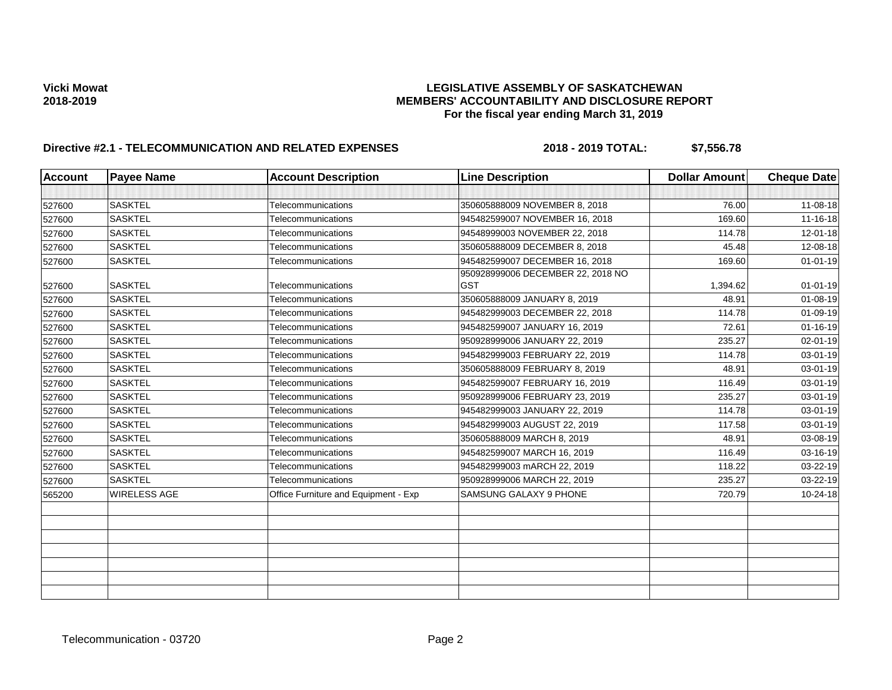**Vicki Mowat**
**2018-2019**

**LEGISLATIVE ASSEMBLY OF SASKATCHEWAN**
**MEMBERS' ACCOUNTABILITY AND DISCLOSURE REPORT**
**For the fiscal year ending March 31, 2019**

**Directive #2.1 - TELECOMMUNICATION AND RELATED EXPENSES** **2018 - 2019 TOTAL: $7,556.78**

| Account | Payee Name | Account Description | Line Description | Dollar Amount | Cheque Date |
|---|---|---|---|---|---|
| | | | | | |
| 527600 | SASKTEL | Telecommunications | 350605888009 NOVEMBER 8, 2018 | 76.00 | 11-08-18 |
| 527600 | SASKTEL | Telecommunications | 945482599007 NOVEMBER 16, 2018 | 169.60 | 11-16-18 |
| 527600 | SASKTEL | Telecommunications | 94548999003 NOVEMBER 22, 2018 | 114.78 | 12-01-18 |
| 527600 | SASKTEL | Telecommunications | 350605888009 DECEMBER 8, 2018 | 45.48 | 12-08-18 |
| 527600 | SASKTEL | Telecommunications | 945482599007 DECEMBER 16, 2018 | 169.60 | 01-01-19 |
| 527600 | SASKTEL | Telecommunications | 950928999006 DECEMBER 22, 2018 NO GST | 1,394.62 | 01-01-19 |
| 527600 | SASKTEL | Telecommunications | 350605888009 JANUARY 8, 2019 | 48.91 | 01-08-19 |
| 527600 | SASKTEL | Telecommunications | 945482999003 DECEMBER 22, 2018 | 114.78 | 01-09-19 |
| 527600 | SASKTEL | Telecommunications | 945482599007 JANUARY 16, 2019 | 72.61 | 01-16-19 |
| 527600 | SASKTEL | Telecommunications | 950928999006 JANUARY 22, 2019 | 235.27 | 02-01-19 |
| 527600 | SASKTEL | Telecommunications | 945482999003 FEBRUARY 22, 2019 | 114.78 | 03-01-19 |
| 527600 | SASKTEL | Telecommunications | 350605888009 FEBRUARY 8, 2019 | 48.91 | 03-01-19 |
| 527600 | SASKTEL | Telecommunications | 945482599007 FEBRUARY 16, 2019 | 116.49 | 03-01-19 |
| 527600 | SASKTEL | Telecommunications | 950928999006 FEBRUARY 23, 2019 | 235.27 | 03-01-19 |
| 527600 | SASKTEL | Telecommunications | 945482999003 JANUARY 22, 2019 | 114.78 | 03-01-19 |
| 527600 | SASKTEL | Telecommunications | 945482999003 AUGUST 22, 2019 | 117.58 | 03-01-19 |
| 527600 | SASKTEL | Telecommunications | 350605888009 MARCH 8, 2019 | 48.91 | 03-08-19 |
| 527600 | SASKTEL | Telecommunications | 945482599007 MARCH 16, 2019 | 116.49 | 03-16-19 |
| 527600 | SASKTEL | Telecommunications | 945482999003 mARCH 22, 2019 | 118.22 | 03-22-19 |
| 527600 | SASKTEL | Telecommunications | 950928999006 MARCH 22, 2019 | 235.27 | 03-22-19 |
| 565200 | WIRELESS AGE | Office Furniture and Equipment - Exp | SAMSUNG GALAXY 9 PHONE | 720.79 | 10-24-18 |
| | | | | | |
| | | | | | |
| | | | | | |
| | | | | | |
| | | | | | |
| | | | | | |
| | | | | | |

Telecommunication - 03720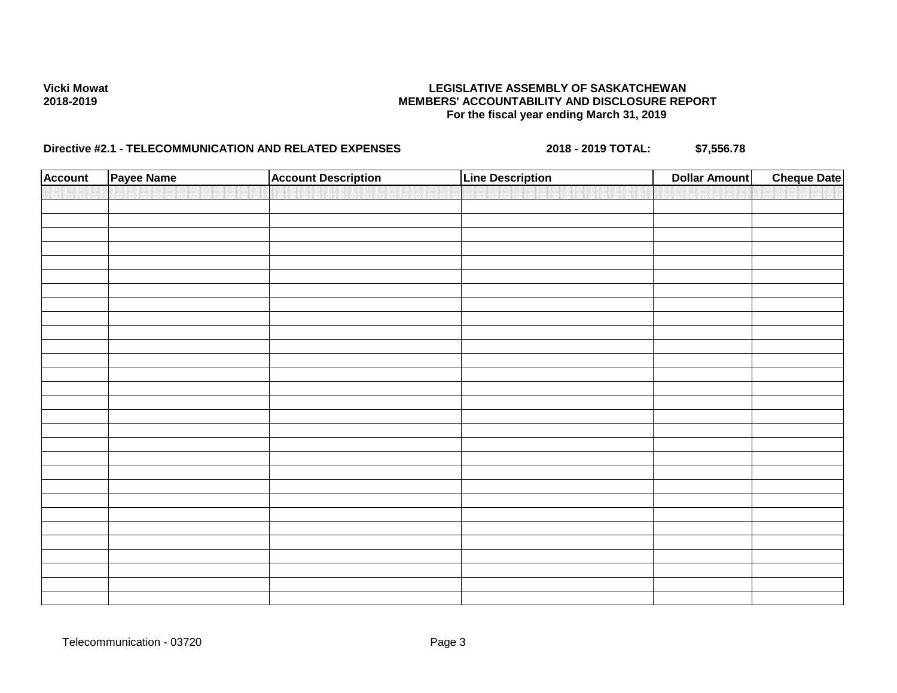Vicki Mowat
2018-2019

**LEGISLATIVE ASSEMBLY OF SASKATCHEWAN**
**MEMBERS' ACCOUNTABILITY AND DISCLOSURE REPORT**
**For the fiscal year ending March 31, 2019**

**Directive #2.1 - TELECOMMUNICATION AND RELATED EXPENSES** **2018 - 2019 TOTAL: $7,556.78**

| Account | Payee Name | Account Description | Line Description | Dollar Amount | Cheque Date |
|---|---|---|---|---|---|
| | | | | | |

Telecommunication - 03720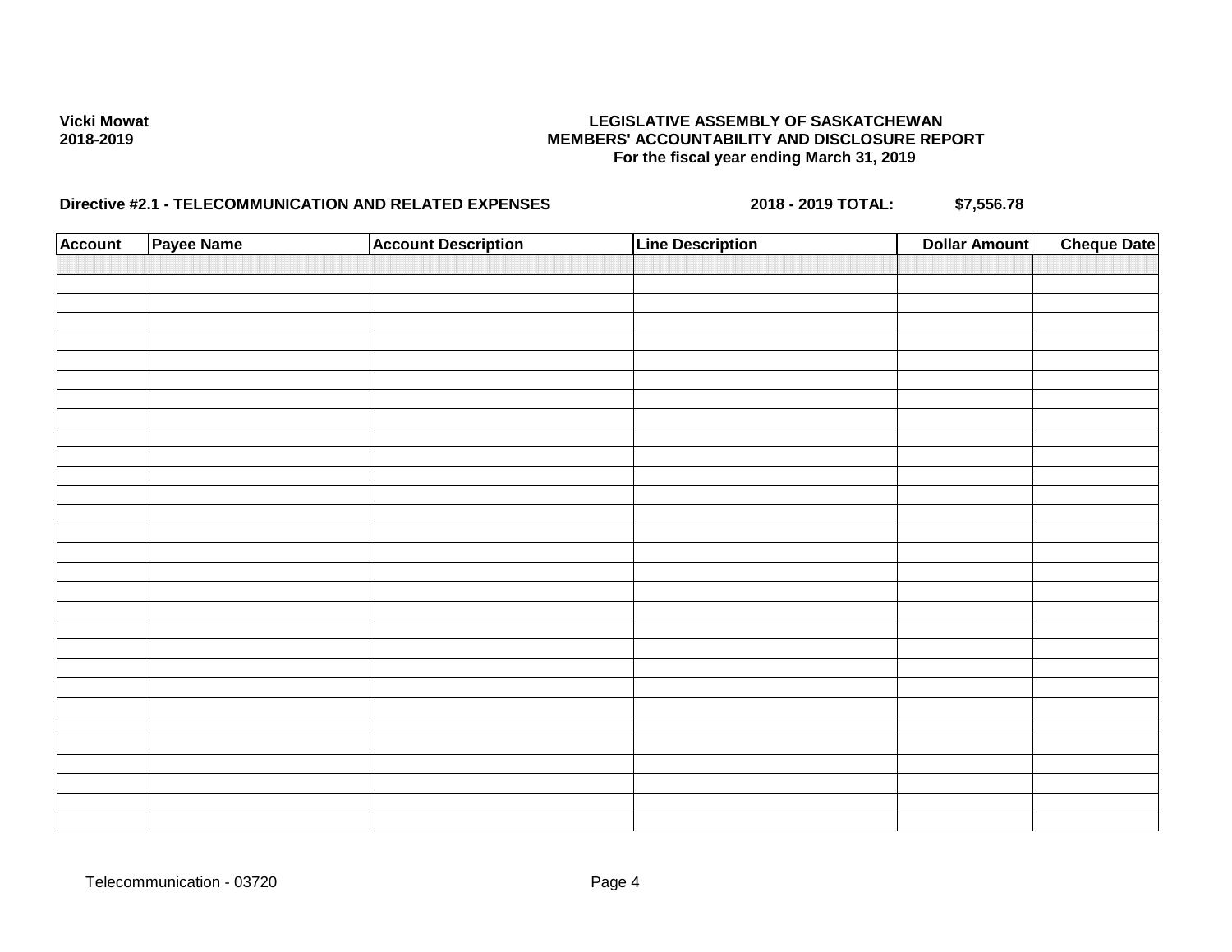Vicki Mowat
2018-2019

**LEGISLATIVE ASSEMBLY OF SASKATCHEWAN**
**MEMBERS' ACCOUNTABILITY AND DISCLOSURE REPORT**
**For the fiscal year ending March 31, 2019**

**Directive #2.1 - TELECOMMUNICATION AND RELATED EXPENSES** **2018 - 2019 TOTAL:** **$7,556.78**

| Account | Payee Name | Account Description | Line Description | Dollar Amount | Cheque Date |
|---|---|---|---|---|---|
| | | | | | |

Telecommunication - 03720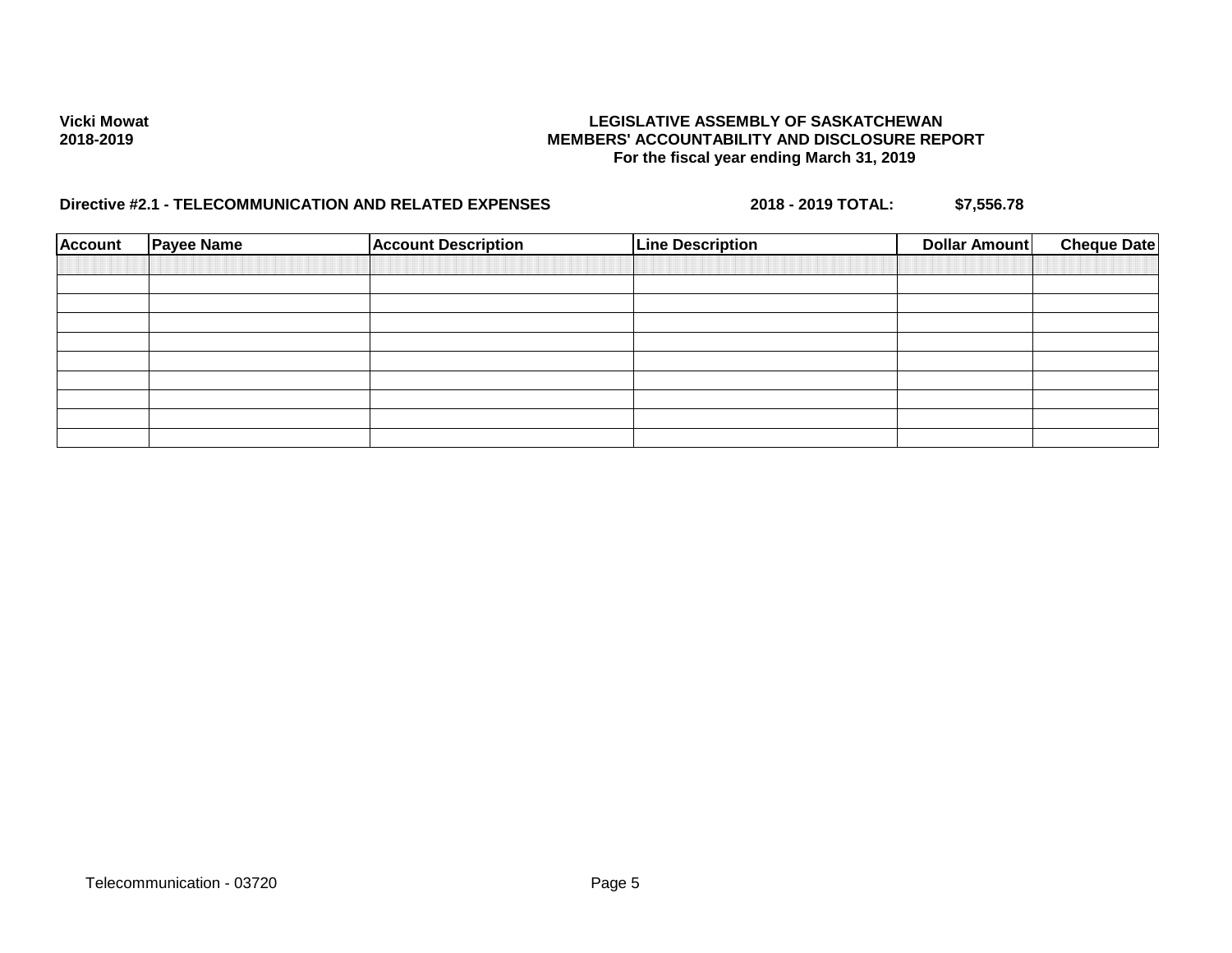**Vicki Mowat**
**2018-2019**

**LEGISLATIVE ASSEMBLY OF SASKATCHEWAN**
**MEMBERS' ACCOUNTABILITY AND DISCLOSURE REPORT**
**For the fiscal year ending March 31, 2019**

**Directive #2.1 - TELECOMMUNICATION AND RELATED EXPENSES** **2018 - 2019 TOTAL: $7,556.78**

| Account | Payee Name | Account Description | Line Description | Dollar Amount | Cheque Date |
|---|---|---|---|---|---|
| | | | | | |
| | | | | | |
| | | | | | |
| | | | | | |
| | | | | | |
| | | | | | |
| | | | | | |
| | | | | | |
| | | | | | |
| | | | | | |

Telecommunication - 03720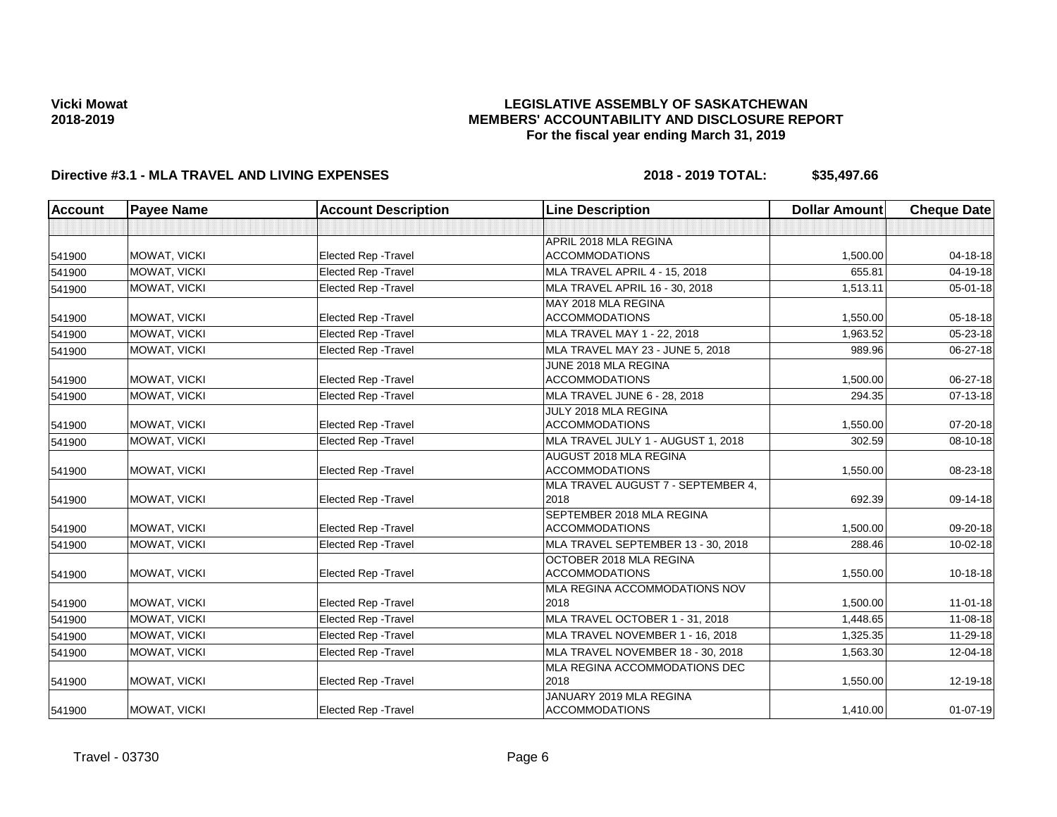**Vicki Mowat**
**2018-2019**

# LEGISLATIVE ASSEMBLY OF SASKATCHEWAN
## MEMBERS' ACCOUNTABILITY AND DISCLOSURE REPORT
### For the fiscal year ending March 31, 2019

**Directive #3.1 - MLA TRAVEL AND LIVING EXPENSES** **2018 - 2019 TOTAL: $35,497.66**

| Account | Payee Name | Account Description | Line Description | Dollar Amount | Cheque Date |
|---|---|---|---|---|---|
| | | | | | |
| 541900 | MOWAT, VICKI | Elected Rep -Travel | APRIL 2018 MLA REGINA ACCOMMODATIONS | 1,500.00 | 04-18-18 |
| 541900 | MOWAT, VICKI | Elected Rep -Travel | MLA TRAVEL APRIL 4 - 15, 2018 | 655.81 | 04-19-18 |
| 541900 | MOWAT, VICKI | Elected Rep -Travel | MLA TRAVEL APRIL 16 - 30, 2018 | 1,513.11 | 05-01-18 |
| 541900 | MOWAT, VICKI | Elected Rep -Travel | MAY 2018 MLA REGINA ACCOMMODATIONS | 1,550.00 | 05-18-18 |
| 541900 | MOWAT, VICKI | Elected Rep -Travel | MLA TRAVEL MAY 1 - 22, 2018 | 1,963.52 | 05-23-18 |
| 541900 | MOWAT, VICKI | Elected Rep -Travel | MLA TRAVEL MAY 23 - JUNE 5, 2018 | 989.96 | 06-27-18 |
| 541900 | MOWAT, VICKI | Elected Rep -Travel | JUNE 2018 MLA REGINA ACCOMMODATIONS | 1,500.00 | 06-27-18 |
| 541900 | MOWAT, VICKI | Elected Rep -Travel | MLA TRAVEL JUNE 6 - 28, 2018 | 294.35 | 07-13-18 |
| 541900 | MOWAT, VICKI | Elected Rep -Travel | JULY 2018 MLA REGINA ACCOMMODATIONS | 1,550.00 | 07-20-18 |
| 541900 | MOWAT, VICKI | Elected Rep -Travel | MLA TRAVEL JULY 1 - AUGUST 1, 2018 | 302.59 | 08-10-18 |
| 541900 | MOWAT, VICKI | Elected Rep -Travel | AUGUST 2018 MLA REGINA ACCOMMODATIONS | 1,550.00 | 08-23-18 |
| 541900 | MOWAT, VICKI | Elected Rep -Travel | MLA TRAVEL AUGUST 7 - SEPTEMBER 4, 2018 | 692.39 | 09-14-18 |
| 541900 | MOWAT, VICKI | Elected Rep -Travel | SEPTEMBER 2018 MLA REGINA ACCOMMODATIONS | 1,500.00 | 09-20-18 |
| 541900 | MOWAT, VICKI | Elected Rep -Travel | MLA TRAVEL SEPTEMBER 13 - 30, 2018 | 288.46 | 10-02-18 |
| 541900 | MOWAT, VICKI | Elected Rep -Travel | OCTOBER 2018 MLA REGINA ACCOMMODATIONS | 1,550.00 | 10-18-18 |
| 541900 | MOWAT, VICKI | Elected Rep -Travel | MLA REGINA ACCOMMODATIONS NOV 2018 | 1,500.00 | 11-01-18 |
| 541900 | MOWAT, VICKI | Elected Rep -Travel | MLA TRAVEL OCTOBER 1 - 31, 2018 | 1,448.65 | 11-08-18 |
| 541900 | MOWAT, VICKI | Elected Rep -Travel | MLA TRAVEL NOVEMBER 1 - 16, 2018 | 1,325.35 | 11-29-18 |
| 541900 | MOWAT, VICKI | Elected Rep -Travel | MLA TRAVEL NOVEMBER 18 - 30, 2018 | 1,563.30 | 12-04-18 |
| 541900 | MOWAT, VICKI | Elected Rep -Travel | MLA REGINA ACCOMMODATIONS DEC 2018 | 1,550.00 | 12-19-18 |
| 541900 | MOWAT, VICKI | Elected Rep -Travel | JANUARY 2019 MLA REGINA ACCOMMODATIONS | 1,410.00 | 01-07-19 |

Travel - 03730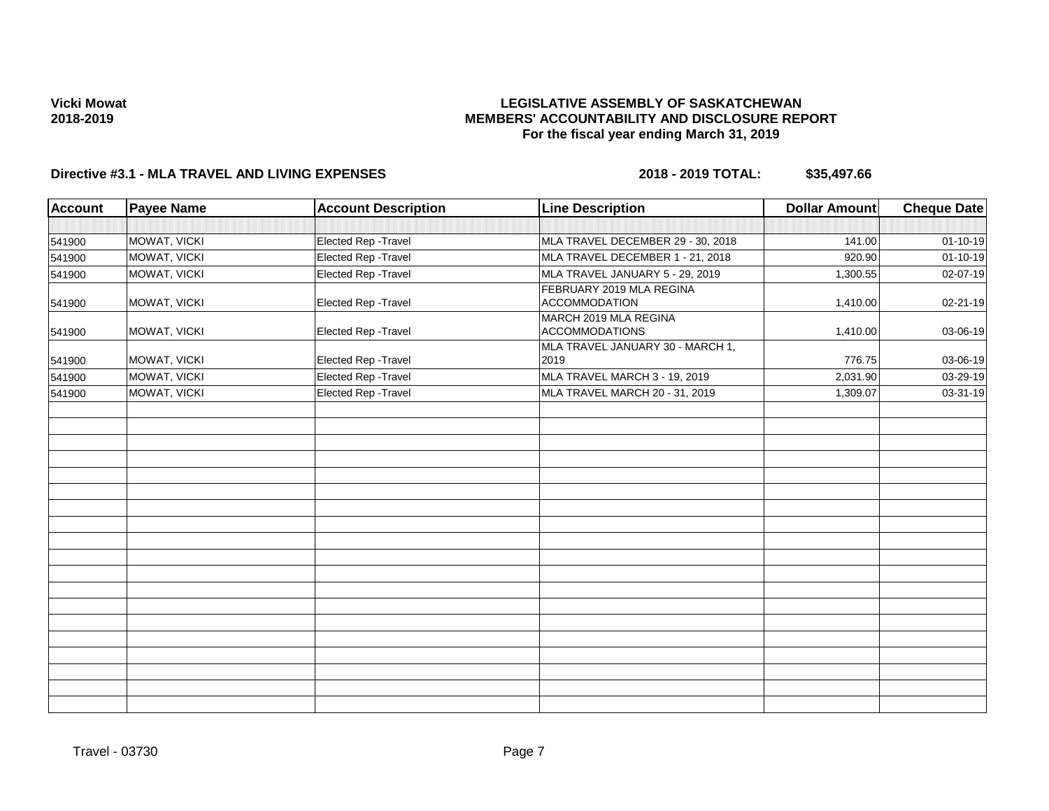**Vicki Mowat**
**2018-2019**

**LEGISLATIVE ASSEMBLY OF SASKATCHEWAN**
**MEMBERS' ACCOUNTABILITY AND DISCLOSURE REPORT**
**For the fiscal year ending March 31, 2019**

**Directive #3.1 - MLA TRAVEL AND LIVING EXPENSES** **2018 - 2019 TOTAL: $35,497.66**

| Account | Payee Name | Account Description | Line Description | Dollar Amount | Cheque Date |
|---|---|---|---|---|---|
| | | | | | |
| 541900 | MOWAT, VICKI | Elected Rep -Travel | MLA TRAVEL DECEMBER 29 - 30, 2018 | 141.00 | 01-10-19 |
| 541900 | MOWAT, VICKI | Elected Rep -Travel | MLA TRAVEL DECEMBER 1 - 21, 2018 | 920.90 | 01-10-19 |
| 541900 | MOWAT, VICKI | Elected Rep -Travel | MLA TRAVEL JANUARY 5 - 29, 2019 | 1,300.55 | 02-07-19 |
| 541900 | MOWAT, VICKI | Elected Rep -Travel | FEBRUARY 2019 MLA REGINA ACCOMMODATION | 1,410.00 | 02-21-19 |
| 541900 | MOWAT, VICKI | Elected Rep -Travel | MARCH 2019 MLA REGINA ACCOMMODATIONS | 1,410.00 | 03-06-19 |
| 541900 | MOWAT, VICKI | Elected Rep -Travel | MLA TRAVEL JANUARY 30 - MARCH 1, 2019 | 776.75 | 03-06-19 |
| 541900 | MOWAT, VICKI | Elected Rep -Travel | MLA TRAVEL MARCH 3 - 19, 2019 | 2,031.90 | 03-29-19 |
| 541900 | MOWAT, VICKI | Elected Rep -Travel | MLA TRAVEL MARCH 20 - 31, 2019 | 1,309.07 | 03-31-19 |

Travel - 03730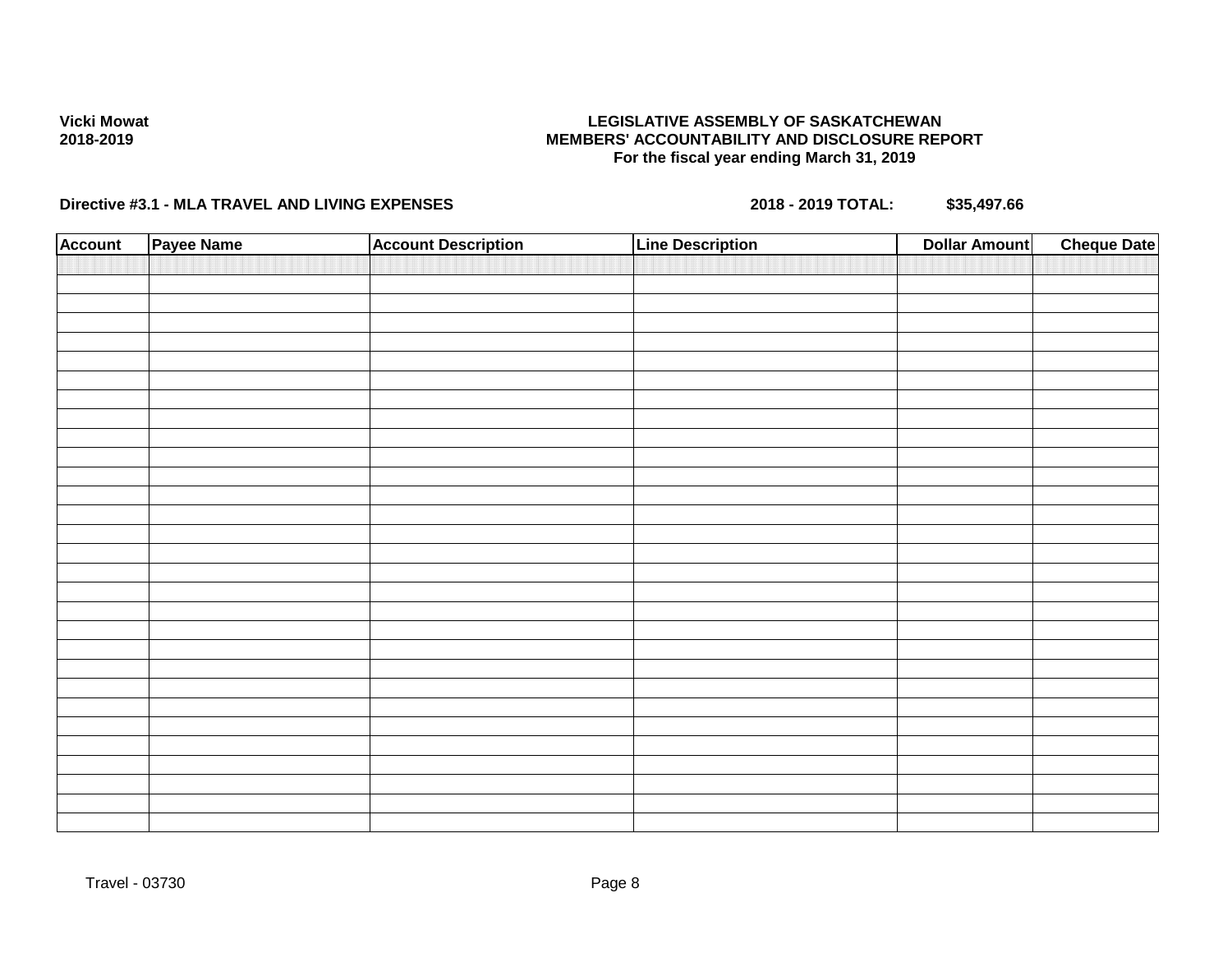**Vicki Mowat**
**2018-2019**

**LEGISLATIVE ASSEMBLY OF SASKATCHEWAN**
**MEMBERS' ACCOUNTABILITY AND DISCLOSURE REPORT**
**For the fiscal year ending March 31, 2019**

**Directive #3.1 - MLA TRAVEL AND LIVING EXPENSES** **2018 - 2019 TOTAL: $35,497.66**

| Account | Payee Name | Account Description | Line Description | Dollar Amount | Cheque Date |
|---|---|---|---|---|---|
| | | | | | |

Travel - 03730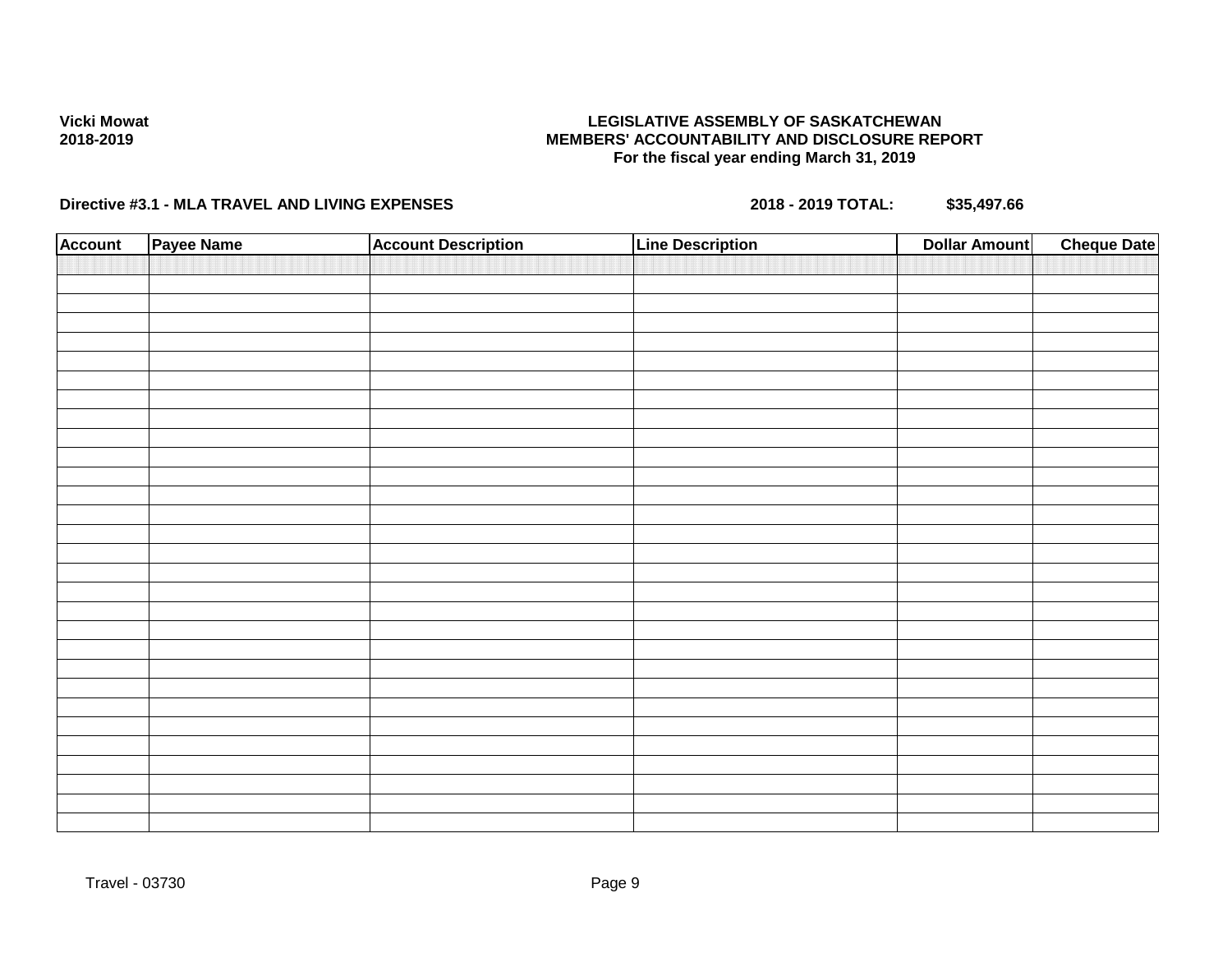Vicki Mowat
2018-2019

**LEGISLATIVE ASSEMBLY OF SASKATCHEWAN**
**MEMBERS' ACCOUNTABILITY AND DISCLOSURE REPORT**
**For the fiscal year ending March 31, 2019**

**Directive #3.1 - MLA TRAVEL AND LIVING EXPENSES** **2018 - 2019 TOTAL: $35,497.66**

| Account | Payee Name | Account Description | Line Description | Dollar Amount | Cheque Date |
|---|---|---|---|---|---|
| | | | | | |

Travel - 03730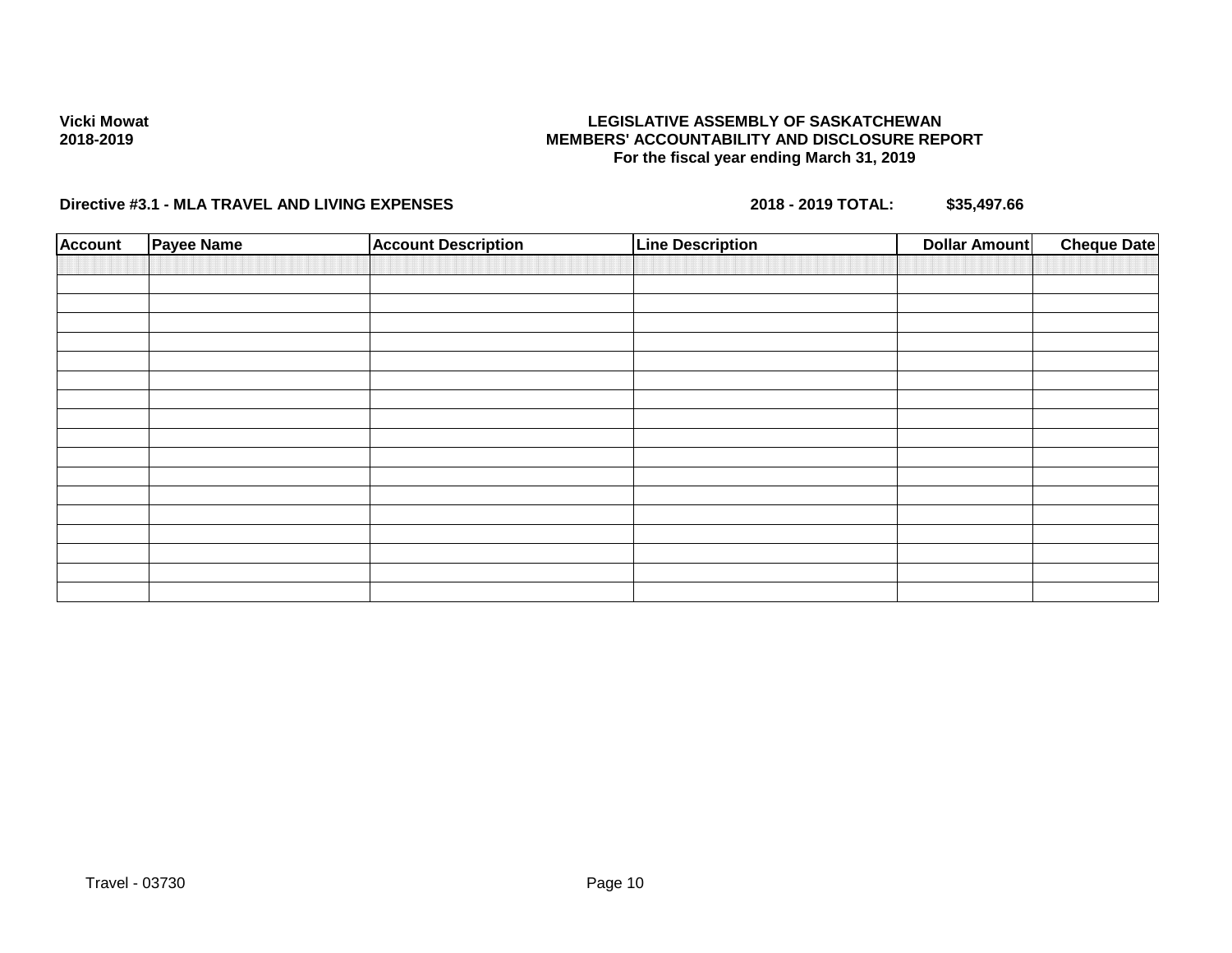**Vicki Mowat**
**2018-2019**

**LEGISLATIVE ASSEMBLY OF SASKATCHEWAN**
**MEMBERS' ACCOUNTABILITY AND DISCLOSURE REPORT**
**For the fiscal year ending March 31, 2019**

**Directive #3.1 - MLA TRAVEL AND LIVING EXPENSES** **2018 - 2019 TOTAL: $35,497.66**

| Account | Payee Name | Account Description | Line Description | Dollar Amount | Cheque Date |
|---|---|---|---|---|---|
| | | | | | |
| | | | | | |
| | | | | | |
| | | | | | |
| | | | | | |
| | | | | | |
| | | | | | |
| | | | | | |
| | | | | | |
| | | | | | |
| | | | | | |
| | | | | | |
| | | | | | |
| | | | | | |
| | | | | | |
| | | | | | |
| | | | | | |
| | | | | | |

Travel - 03730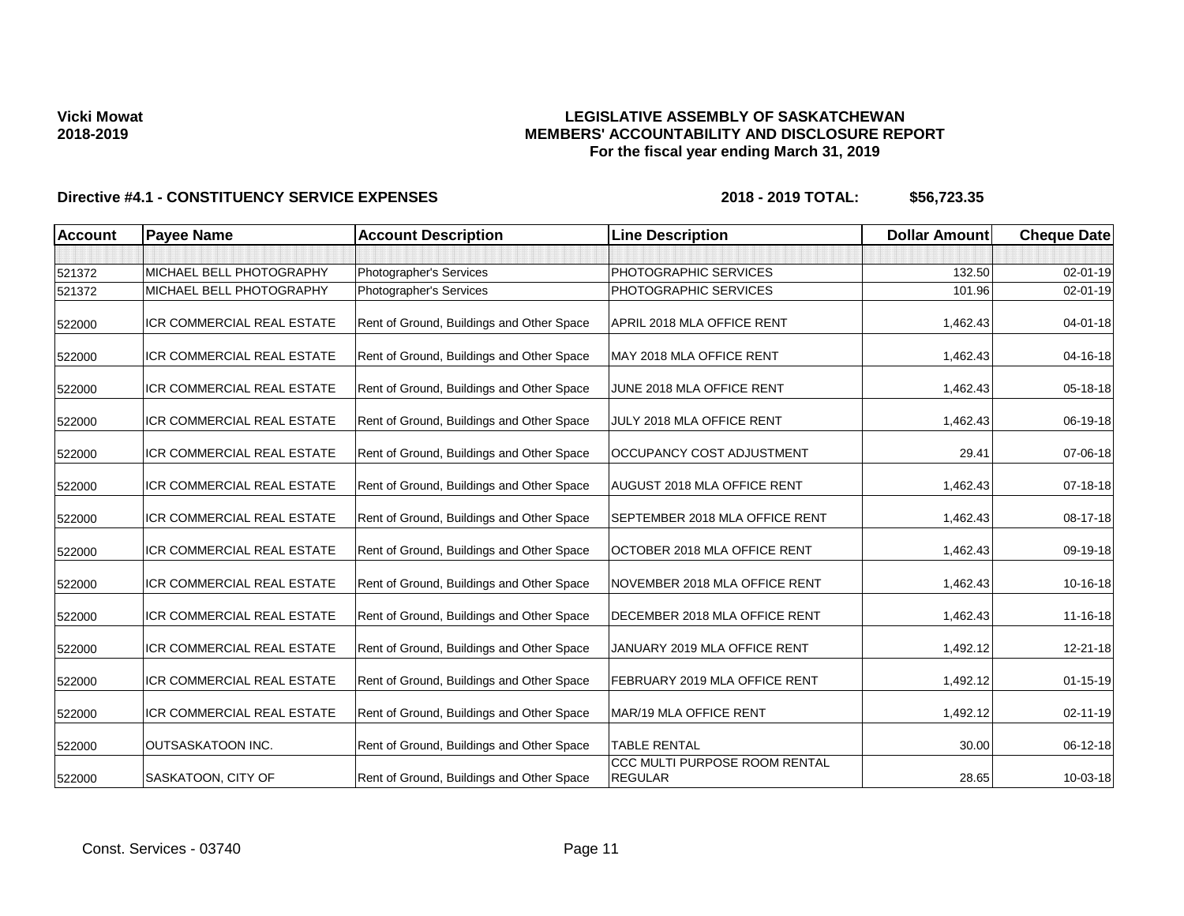**Vicki Mowat**
**2018-2019**

**LEGISLATIVE ASSEMBLY OF SASKATCHEWAN**
**MEMBERS' ACCOUNTABILITY AND DISCLOSURE REPORT**
**For the fiscal year ending March 31, 2019**

**Directive #4.1 - CONSTITUENCY SERVICE EXPENSES** **2018 - 2019 TOTAL: $56,723.35**

| Account | Payee Name | Account Description | Line Description | Dollar Amount | Cheque Date |
|---|---|---|---|---|---|
| | | | | | |
| 521372 | MICHAEL BELL PHOTOGRAPHY | Photographer's Services | PHOTOGRAPHIC SERVICES | 132.50 | 02-01-19 |
| 521372 | MICHAEL BELL PHOTOGRAPHY | Photographer's Services | PHOTOGRAPHIC SERVICES | 101.96 | 02-01-19 |
| 522000 | ICR COMMERCIAL REAL ESTATE | Rent of Ground, Buildings and Other Space | APRIL 2018 MLA OFFICE RENT | 1,462.43 | 04-01-18 |
| 522000 | ICR COMMERCIAL REAL ESTATE | Rent of Ground, Buildings and Other Space | MAY 2018 MLA OFFICE RENT | 1,462.43 | 04-16-18 |
| 522000 | ICR COMMERCIAL REAL ESTATE | Rent of Ground, Buildings and Other Space | JUNE 2018 MLA OFFICE RENT | 1,462.43 | 05-18-18 |
| 522000 | ICR COMMERCIAL REAL ESTATE | Rent of Ground, Buildings and Other Space | JULY 2018 MLA OFFICE RENT | 1,462.43 | 06-19-18 |
| 522000 | ICR COMMERCIAL REAL ESTATE | Rent of Ground, Buildings and Other Space | OCCUPANCY COST ADJUSTMENT | 29.41 | 07-06-18 |
| 522000 | ICR COMMERCIAL REAL ESTATE | Rent of Ground, Buildings and Other Space | AUGUST 2018 MLA OFFICE RENT | 1,462.43 | 07-18-18 |
| 522000 | ICR COMMERCIAL REAL ESTATE | Rent of Ground, Buildings and Other Space | SEPTEMBER 2018 MLA OFFICE RENT | 1,462.43 | 08-17-18 |
| 522000 | ICR COMMERCIAL REAL ESTATE | Rent of Ground, Buildings and Other Space | OCTOBER 2018 MLA OFFICE RENT | 1,462.43 | 09-19-18 |
| 522000 | ICR COMMERCIAL REAL ESTATE | Rent of Ground, Buildings and Other Space | NOVEMBER 2018 MLA OFFICE RENT | 1,462.43 | 10-16-18 |
| 522000 | ICR COMMERCIAL REAL ESTATE | Rent of Ground, Buildings and Other Space | DECEMBER 2018 MLA OFFICE RENT | 1,462.43 | 11-16-18 |
| 522000 | ICR COMMERCIAL REAL ESTATE | Rent of Ground, Buildings and Other Space | JANUARY 2019 MLA OFFICE RENT | 1,492.12 | 12-21-18 |
| 522000 | ICR COMMERCIAL REAL ESTATE | Rent of Ground, Buildings and Other Space | FEBRUARY 2019 MLA OFFICE RENT | 1,492.12 | 01-15-19 |
| 522000 | ICR COMMERCIAL REAL ESTATE | Rent of Ground, Buildings and Other Space | MAR/19 MLA OFFICE RENT | 1,492.12 | 02-11-19 |
| 522000 | OUTSASKATOON INC. | Rent of Ground, Buildings and Other Space | TABLE RENTAL | 30.00 | 06-12-18 |
| 522000 | SASKATOON, CITY OF | Rent of Ground, Buildings and Other Space | CCC MULTI PURPOSE ROOM RENTAL REGULAR | 28.65 | 10-03-18 |

Const. Services - 03740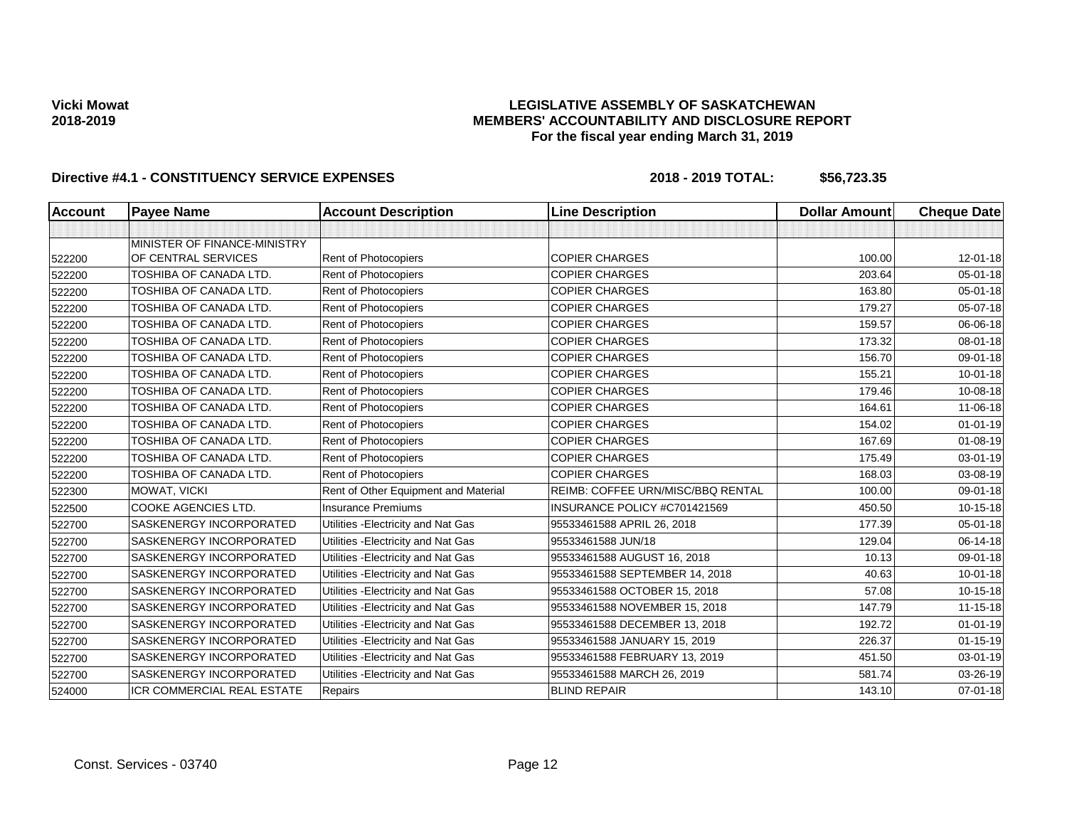**Vicki Mowat**
**2018-2019**

**LEGISLATIVE ASSEMBLY OF SASKATCHEWAN**
**MEMBERS' ACCOUNTABILITY AND DISCLOSURE REPORT**
**For the fiscal year ending March 31, 2019**

**Directive #4.1 - CONSTITUENCY SERVICE EXPENSES** **2018 - 2019 TOTAL: $56,723.35**

| Account | Payee Name | Account Description | Line Description | Dollar Amount | Cheque Date |
|---|---|---|---|---|---|
| | | | | | |
| 522200 | MINISTER OF FINANCE-MINISTRY OF CENTRAL SERVICES | Rent of Photocopiers | COPIER CHARGES | 100.00 | 12-01-18 |
| 522200 | TOSHIBA OF CANADA LTD. | Rent of Photocopiers | COPIER CHARGES | 203.64 | 05-01-18 |
| 522200 | TOSHIBA OF CANADA LTD. | Rent of Photocopiers | COPIER CHARGES | 163.80 | 05-01-18 |
| 522200 | TOSHIBA OF CANADA LTD. | Rent of Photocopiers | COPIER CHARGES | 179.27 | 05-07-18 |
| 522200 | TOSHIBA OF CANADA LTD. | Rent of Photocopiers | COPIER CHARGES | 159.57 | 06-06-18 |
| 522200 | TOSHIBA OF CANADA LTD. | Rent of Photocopiers | COPIER CHARGES | 173.32 | 08-01-18 |
| 522200 | TOSHIBA OF CANADA LTD. | Rent of Photocopiers | COPIER CHARGES | 156.70 | 09-01-18 |
| 522200 | TOSHIBA OF CANADA LTD. | Rent of Photocopiers | COPIER CHARGES | 155.21 | 10-01-18 |
| 522200 | TOSHIBA OF CANADA LTD. | Rent of Photocopiers | COPIER CHARGES | 179.46 | 10-08-18 |
| 522200 | TOSHIBA OF CANADA LTD. | Rent of Photocopiers | COPIER CHARGES | 164.61 | 11-06-18 |
| 522200 | TOSHIBA OF CANADA LTD. | Rent of Photocopiers | COPIER CHARGES | 154.02 | 01-01-19 |
| 522200 | TOSHIBA OF CANADA LTD. | Rent of Photocopiers | COPIER CHARGES | 167.69 | 01-08-19 |
| 522200 | TOSHIBA OF CANADA LTD. | Rent of Photocopiers | COPIER CHARGES | 175.49 | 03-01-19 |
| 522200 | TOSHIBA OF CANADA LTD. | Rent of Photocopiers | COPIER CHARGES | 168.03 | 03-08-19 |
| 522300 | MOWAT, VICKI | Rent of Other Equipment and Material | REIMB: COFFEE URN/MISC/BBQ RENTAL | 100.00 | 09-01-18 |
| 522500 | COOKE AGENCIES LTD. | Insurance Premiums | INSURANCE POLICY #C701421569 | 450.50 | 10-15-18 |
| 522700 | SASKENERGY INCORPORATED | Utilities -Electricity and Nat Gas | 95533461588 APRIL 26, 2018 | 177.39 | 05-01-18 |
| 522700 | SASKENERGY INCORPORATED | Utilities -Electricity and Nat Gas | 95533461588 JUN/18 | 129.04 | 06-14-18 |
| 522700 | SASKENERGY INCORPORATED | Utilities -Electricity and Nat Gas | 95533461588 AUGUST 16, 2018 | 10.13 | 09-01-18 |
| 522700 | SASKENERGY INCORPORATED | Utilities -Electricity and Nat Gas | 95533461588 SEPTEMBER 14, 2018 | 40.63 | 10-01-18 |
| 522700 | SASKENERGY INCORPORATED | Utilities -Electricity and Nat Gas | 95533461588 OCTOBER 15, 2018 | 57.08 | 10-15-18 |
| 522700 | SASKENERGY INCORPORATED | Utilities -Electricity and Nat Gas | 95533461588 NOVEMBER 15, 2018 | 147.79 | 11-15-18 |
| 522700 | SASKENERGY INCORPORATED | Utilities -Electricity and Nat Gas | 95533461588 DECEMBER 13, 2018 | 192.72 | 01-01-19 |
| 522700 | SASKENERGY INCORPORATED | Utilities -Electricity and Nat Gas | 95533461588 JANUARY 15, 2019 | 226.37 | 01-15-19 |
| 522700 | SASKENERGY INCORPORATED | Utilities -Electricity and Nat Gas | 95533461588 FEBRUARY 13, 2019 | 451.50 | 03-01-19 |
| 522700 | SASKENERGY INCORPORATED | Utilities -Electricity and Nat Gas | 95533461588 MARCH 26, 2019 | 581.74 | 03-26-19 |
| 524000 | ICR COMMERCIAL REAL ESTATE | Repairs | BLIND REPAIR | 143.10 | 07-01-18 |

Const. Services - 03740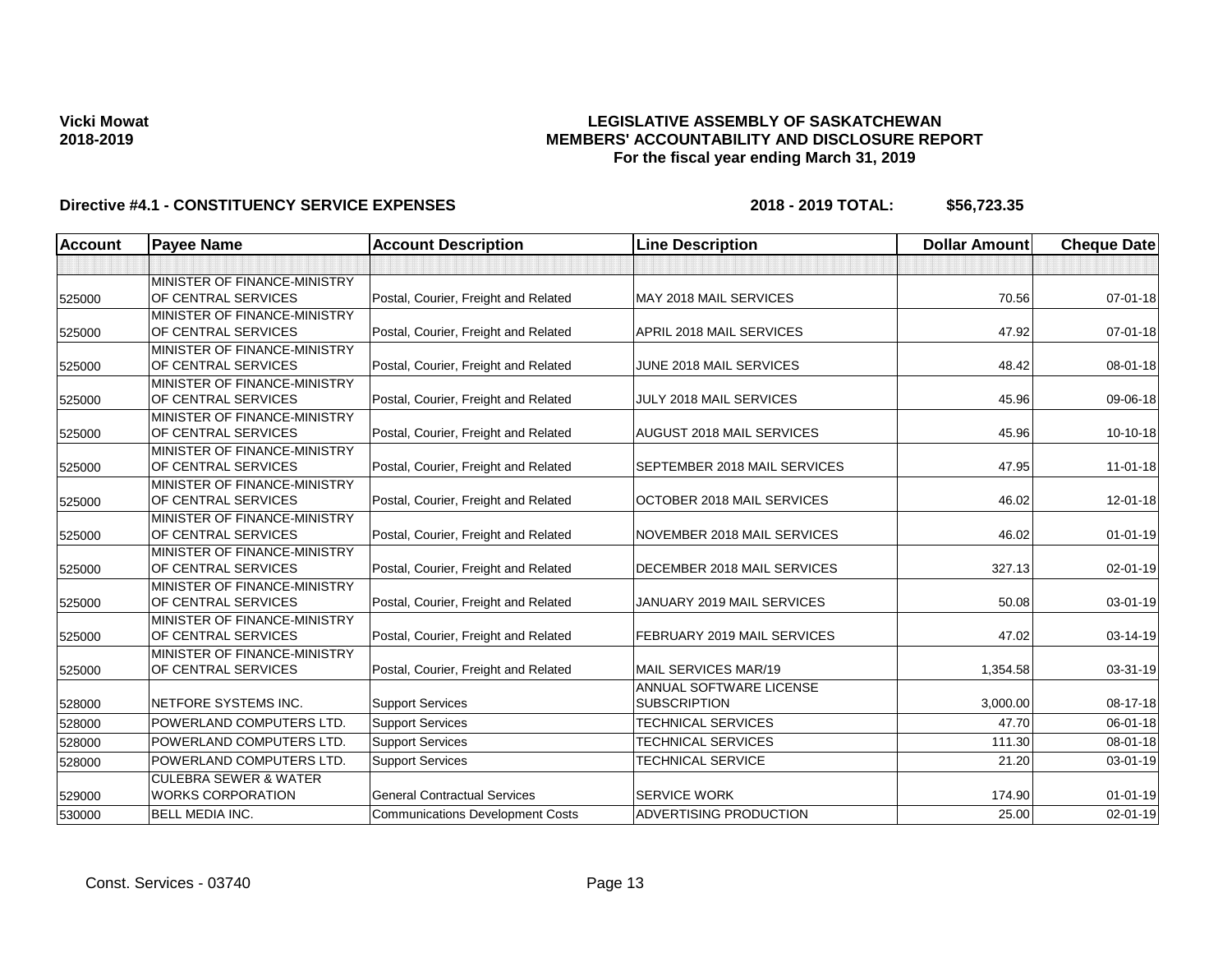**Vicki Mowat**
**2018-2019**

# LEGISLATIVE ASSEMBLY OF SASKATCHEWAN
## MEMBERS' ACCOUNTABILITY AND DISCLOSURE REPORT
### For the fiscal year ending March 31, 2019

**Directive #4.1 - CONSTITUENCY SERVICE EXPENSES** **2018 - 2019 TOTAL: $56,723.35**

| Account | Payee Name | Account Description | Line Description | Dollar Amount | Cheque Date |
|---|---|---|---|---|---|
| | | | | | |
| 525000 | MINISTER OF FINANCE-MINISTRY OF CENTRAL SERVICES | Postal, Courier, Freight and Related | MAY 2018 MAIL SERVICES | 70.56 | 07-01-18 |
| 525000 | MINISTER OF FINANCE-MINISTRY OF CENTRAL SERVICES | Postal, Courier, Freight and Related | APRIL 2018 MAIL SERVICES | 47.92 | 07-01-18 |
| 525000 | MINISTER OF FINANCE-MINISTRY OF CENTRAL SERVICES | Postal, Courier, Freight and Related | JUNE 2018 MAIL SERVICES | 48.42 | 08-01-18 |
| 525000 | MINISTER OF FINANCE-MINISTRY OF CENTRAL SERVICES | Postal, Courier, Freight and Related | JULY 2018 MAIL SERVICES | 45.96 | 09-06-18 |
| 525000 | MINISTER OF FINANCE-MINISTRY OF CENTRAL SERVICES | Postal, Courier, Freight and Related | AUGUST 2018 MAIL SERVICES | 45.96 | 10-10-18 |
| 525000 | MINISTER OF FINANCE-MINISTRY OF CENTRAL SERVICES | Postal, Courier, Freight and Related | SEPTEMBER 2018 MAIL SERVICES | 47.95 | 11-01-18 |
| 525000 | MINISTER OF FINANCE-MINISTRY OF CENTRAL SERVICES | Postal, Courier, Freight and Related | OCTOBER 2018 MAIL SERVICES | 46.02 | 12-01-18 |
| 525000 | MINISTER OF FINANCE-MINISTRY OF CENTRAL SERVICES | Postal, Courier, Freight and Related | NOVEMBER 2018 MAIL SERVICES | 46.02 | 01-01-19 |
| 525000 | MINISTER OF FINANCE-MINISTRY OF CENTRAL SERVICES | Postal, Courier, Freight and Related | DECEMBER 2018 MAIL SERVICES | 327.13 | 02-01-19 |
| 525000 | MINISTER OF FINANCE-MINISTRY OF CENTRAL SERVICES | Postal, Courier, Freight and Related | JANUARY 2019 MAIL SERVICES | 50.08 | 03-01-19 |
| 525000 | MINISTER OF FINANCE-MINISTRY OF CENTRAL SERVICES | Postal, Courier, Freight and Related | FEBRUARY 2019 MAIL SERVICES | 47.02 | 03-14-19 |
| 525000 | MINISTER OF FINANCE-MINISTRY OF CENTRAL SERVICES | Postal, Courier, Freight and Related | MAIL SERVICES MAR/19 | 1,354.58 | 03-31-19 |
| 528000 | NETFORE SYSTEMS INC. | Support Services | ANNUAL SOFTWARE LICENSE SUBSCRIPTION | 3,000.00 | 08-17-18 |
| 528000 | POWERLAND COMPUTERS LTD. | Support Services | TECHNICAL SERVICES | 47.70 | 06-01-18 |
| 528000 | POWERLAND COMPUTERS LTD. | Support Services | TECHNICAL SERVICES | 111.30 | 08-01-18 |
| 528000 | POWERLAND COMPUTERS LTD. | Support Services | TECHNICAL SERVICE | 21.20 | 03-01-19 |
| 529000 | CULEBRA SEWER & WATER WORKS CORPORATION | General Contractual Services | SERVICE WORK | 174.90 | 01-01-19 |
| 530000 | BELL MEDIA INC. | Communications Development Costs | ADVERTISING PRODUCTION | 25.00 | 02-01-19 |

Const. Services - 03740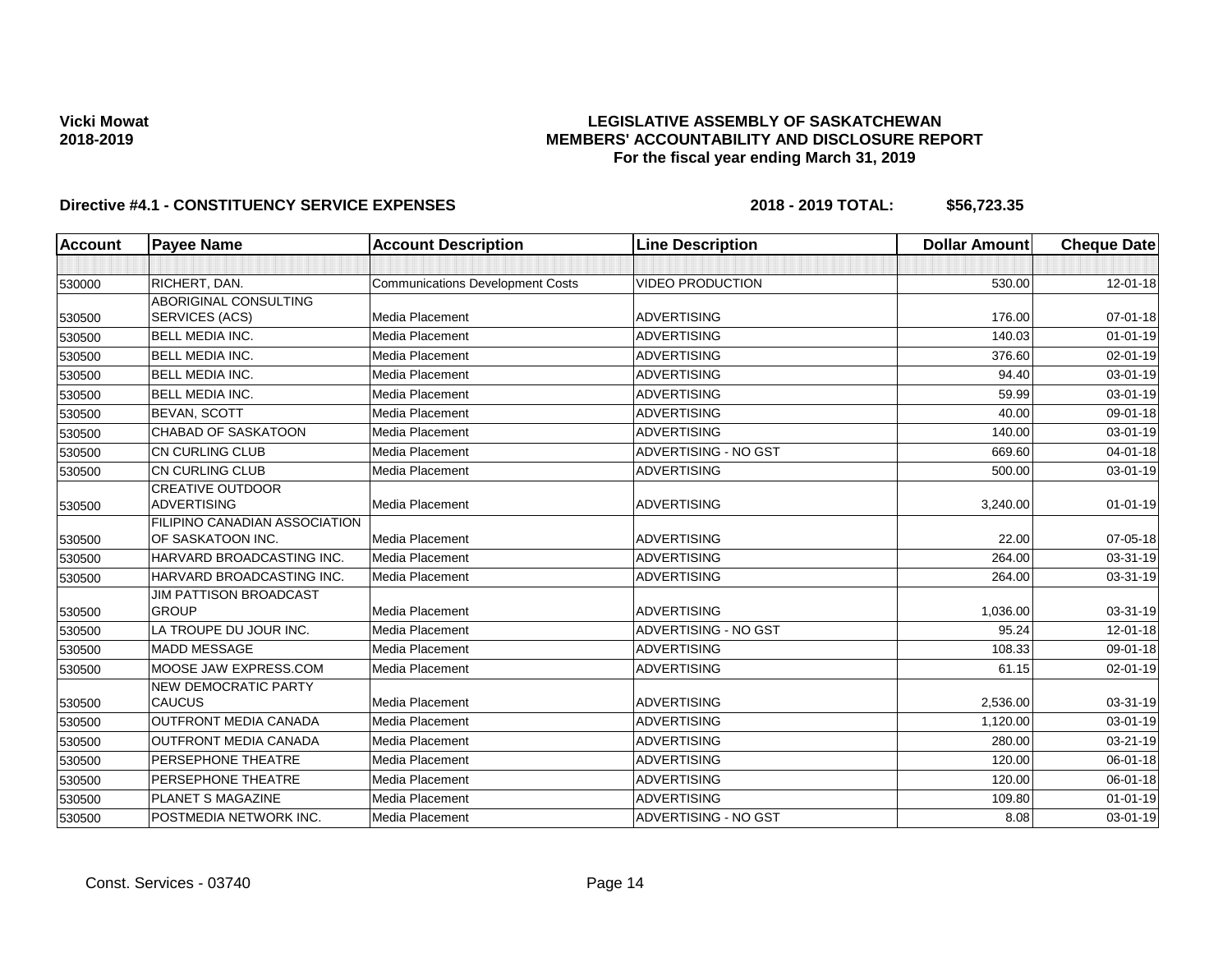Vicki Mowat
2018-2019

**LEGISLATIVE ASSEMBLY OF SASKATCHEWAN**
**MEMBERS' ACCOUNTABILITY AND DISCLOSURE REPORT**
**For the fiscal year ending March 31, 2019**

**Directive #4.1 - CONSTITUENCY SERVICE EXPENSES** **2018 - 2019 TOTAL: $56,723.35**

| Account | Payee Name | Account Description | Line Description | Dollar Amount | Cheque Date |
|---|---|---|---|---|---|
| | | | | | |
| 530000 | RICHERT, DAN. | Communications Development Costs | VIDEO PRODUCTION | 530.00 | 12-01-18 |
| 530500 | ABORIGINAL CONSULTING SERVICES (ACS) | Media Placement | ADVERTISING | 176.00 | 07-01-18 |
| 530500 | BELL MEDIA INC. | Media Placement | ADVERTISING | 140.03 | 01-01-19 |
| 530500 | BELL MEDIA INC. | Media Placement | ADVERTISING | 376.60 | 02-01-19 |
| 530500 | BELL MEDIA INC. | Media Placement | ADVERTISING | 94.40 | 03-01-19 |
| 530500 | BELL MEDIA INC. | Media Placement | ADVERTISING | 59.99 | 03-01-19 |
| 530500 | BEVAN, SCOTT | Media Placement | ADVERTISING | 40.00 | 09-01-18 |
| 530500 | CHABAD OF SASKATOON | Media Placement | ADVERTISING | 140.00 | 03-01-19 |
| 530500 | CN CURLING CLUB | Media Placement | ADVERTISING - NO GST | 669.60 | 04-01-18 |
| 530500 | CN CURLING CLUB | Media Placement | ADVERTISING | 500.00 | 03-01-19 |
| 530500 | CREATIVE OUTDOOR ADVERTISING | Media Placement | ADVERTISING | 3,240.00 | 01-01-19 |
| 530500 | FILIPINO CANADIAN ASSOCIATION OF SASKATOON INC. | Media Placement | ADVERTISING | 22.00 | 07-05-18 |
| 530500 | HARVARD BROADCASTING INC. | Media Placement | ADVERTISING | 264.00 | 03-31-19 |
| 530500 | HARVARD BROADCASTING INC. | Media Placement | ADVERTISING | 264.00 | 03-31-19 |
| 530500 | JIM PATTISON BROADCAST GROUP | Media Placement | ADVERTISING | 1,036.00 | 03-31-19 |
| 530500 | LA TROUPE DU JOUR INC. | Media Placement | ADVERTISING - NO GST | 95.24 | 12-01-18 |
| 530500 | MADD MESSAGE | Media Placement | ADVERTISING | 108.33 | 09-01-18 |
| 530500 | MOOSE JAW EXPRESS.COM | Media Placement | ADVERTISING | 61.15 | 02-01-19 |
| 530500 | NEW DEMOCRATIC PARTY CAUCUS | Media Placement | ADVERTISING | 2,536.00 | 03-31-19 |
| 530500 | OUTFRONT MEDIA CANADA | Media Placement | ADVERTISING | 1,120.00 | 03-01-19 |
| 530500 | OUTFRONT MEDIA CANADA | Media Placement | ADVERTISING | 280.00 | 03-21-19 |
| 530500 | PERSEPHONE THEATRE | Media Placement | ADVERTISING | 120.00 | 06-01-18 |
| 530500 | PERSEPHONE THEATRE | Media Placement | ADVERTISING | 120.00 | 06-01-18 |
| 530500 | PLANET S MAGAZINE | Media Placement | ADVERTISING | 109.80 | 01-01-19 |
| 530500 | POSTMEDIA NETWORK INC. | Media Placement | ADVERTISING - NO GST | 8.08 | 03-01-19 |

Const. Services - 03740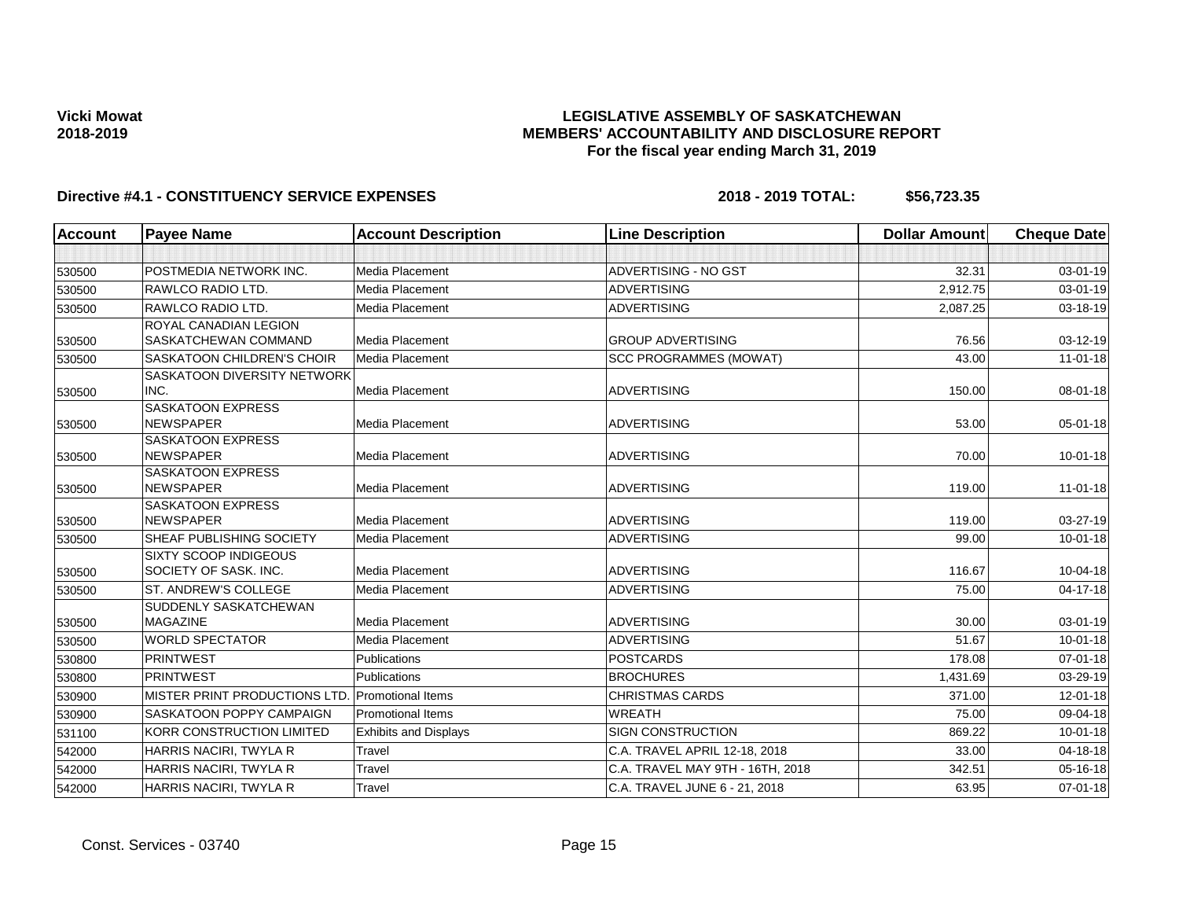**Vicki Mowat**
**2018-2019**

# LEGISLATIVE ASSEMBLY OF SASKATCHEWAN
## MEMBERS' ACCOUNTABILITY AND DISCLOSURE REPORT
### For the fiscal year ending March 31, 2019

**Directive #4.1 - CONSTITUENCY SERVICE EXPENSES** **2018 - 2019 TOTAL: $56,723.35**

| Account | Payee Name | Account Description | Line Description | Dollar Amount | Cheque Date |
|---|---|---|---|---|---|
| | | | | | |
| 530500 | POSTMEDIA NETWORK INC. | Media Placement | ADVERTISING - NO GST | 32.31 | 03-01-19 |
| 530500 | RAWLCO RADIO LTD. | Media Placement | ADVERTISING | 2,912.75 | 03-01-19 |
| 530500 | RAWLCO RADIO LTD. | Media Placement | ADVERTISING | 2,087.25 | 03-18-19 |
| 530500 | ROYAL CANADIAN LEGION SASKATCHEWAN COMMAND | Media Placement | GROUP ADVERTISING | 76.56 | 03-12-19 |
| 530500 | SASKATOON CHILDREN'S CHOIR | Media Placement | SCC PROGRAMMES (MOWAT) | 43.00 | 11-01-18 |
| 530500 | SASKATOON DIVERSITY NETWORK INC. | Media Placement | ADVERTISING | 150.00 | 08-01-18 |
| 530500 | SASKATOON EXPRESS NEWSPAPER | Media Placement | ADVERTISING | 53.00 | 05-01-18 |
| 530500 | SASKATOON EXPRESS NEWSPAPER | Media Placement | ADVERTISING | 70.00 | 10-01-18 |
| 530500 | SASKATOON EXPRESS NEWSPAPER | Media Placement | ADVERTISING | 119.00 | 11-01-18 |
| 530500 | SASKATOON EXPRESS NEWSPAPER | Media Placement | ADVERTISING | 119.00 | 03-27-19 |
| 530500 | SHEAF PUBLISHING SOCIETY | Media Placement | ADVERTISING | 99.00 | 10-01-18 |
| 530500 | SIXTY SCOOP INDIGEOUS SOCIETY OF SASK. INC. | Media Placement | ADVERTISING | 116.67 | 10-04-18 |
| 530500 | ST. ANDREW'S COLLEGE | Media Placement | ADVERTISING | 75.00 | 04-17-18 |
| 530500 | SUDDENLY SASKATCHEWAN MAGAZINE | Media Placement | ADVERTISING | 30.00 | 03-01-19 |
| 530500 | WORLD SPECTATOR | Media Placement | ADVERTISING | 51.67 | 10-01-18 |
| 530800 | PRINTWEST | Publications | POSTCARDS | 178.08 | 07-01-18 |
| 530800 | PRINTWEST | Publications | BROCHURES | 1,431.69 | 03-29-19 |
| 530900 | MISTER PRINT PRODUCTIONS LTD. | Promotional Items | CHRISTMAS CARDS | 371.00 | 12-01-18 |
| 530900 | SASKATOON POPPY CAMPAIGN | Promotional Items | WREATH | 75.00 | 09-04-18 |
| 531100 | KORR CONSTRUCTION LIMITED | Exhibits and Displays | SIGN CONSTRUCTION | 869.22 | 10-01-18 |
| 542000 | HARRIS NACIRI, TWYLA R | Travel | C.A. TRAVEL APRIL 12-18, 2018 | 33.00 | 04-18-18 |
| 542000 | HARRIS NACIRI, TWYLA R | Travel | C.A. TRAVEL MAY 9TH - 16TH, 2018 | 342.51 | 05-16-18 |
| 542000 | HARRIS NACIRI, TWYLA R | Travel | C.A. TRAVEL JUNE 6 - 21, 2018 | 63.95 | 07-01-18 |

Const. Services - 03740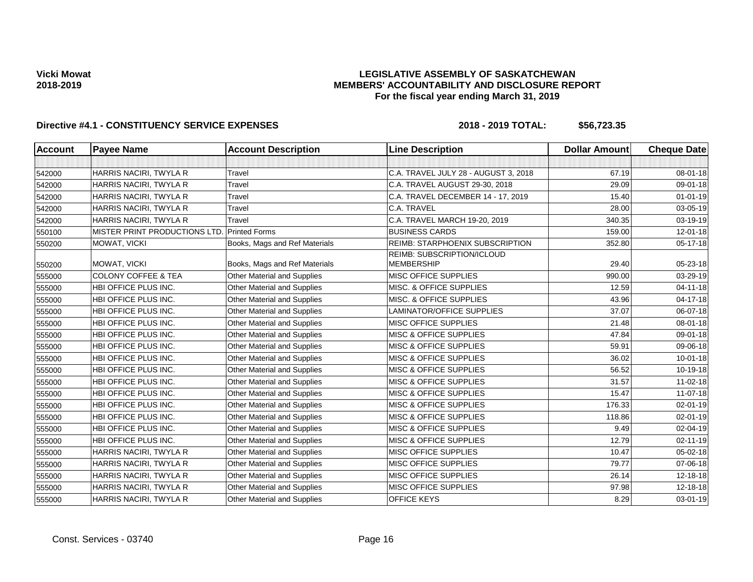**Vicki Mowat**
**2018-2019**

# LEGISLATIVE ASSEMBLY OF SASKATCHEWAN
## MEMBERS' ACCOUNTABILITY AND DISCLOSURE REPORT
### For the fiscal year ending March 31, 2019

**Directive #4.1 - CONSTITUENCY SERVICE EXPENSES** **2018 - 2019 TOTAL: $56,723.35**

| Account | Payee Name | Account Description | Line Description | Dollar Amount | Cheque Date |
|---|---|---|---|---|---|
| | | | | | |
| 542000 | HARRIS NACIRI, TWYLA R | Travel | C.A. TRAVEL JULY 28 - AUGUST 3, 2018 | 67.19 | 08-01-18 |
| 542000 | HARRIS NACIRI, TWYLA R | Travel | C.A. TRAVEL AUGUST 29-30, 2018 | 29.09 | 09-01-18 |
| 542000 | HARRIS NACIRI, TWYLA R | Travel | C.A. TRAVEL DECEMBER 14 - 17, 2019 | 15.40 | 01-01-19 |
| 542000 | HARRIS NACIRI, TWYLA R | Travel | C.A. TRAVEL | 28.00 | 03-05-19 |
| 542000 | HARRIS NACIRI, TWYLA R | Travel | C.A. TRAVEL MARCH 19-20, 2019 | 340.35 | 03-19-19 |
| 550100 | MISTER PRINT PRODUCTIONS LTD. | Printed Forms | BUSINESS CARDS | 159.00 | 12-01-18 |
| 550200 | MOWAT, VICKI | Books, Mags and Ref Materials | REIMB: STARPHOENIX SUBSCRIPTION | 352.80 | 05-17-18 |
| 550200 | MOWAT, VICKI | Books, Mags and Ref Materials | REIMB: SUBSCRIPTION/ICLOUD MEMBERSHIP | 29.40 | 05-23-18 |
| 555000 | COLONY COFFEE & TEA | Other Material and Supplies | MISC OFFICE SUPPLIES | 990.00 | 03-29-19 |
| 555000 | HBI OFFICE PLUS INC. | Other Material and Supplies | MISC. & OFFICE SUPPLIES | 12.59 | 04-11-18 |
| 555000 | HBI OFFICE PLUS INC. | Other Material and Supplies | MISC. & OFFICE SUPPLIES | 43.96 | 04-17-18 |
| 555000 | HBI OFFICE PLUS INC. | Other Material and Supplies | LAMINATOR/OFFICE SUPPLIES | 37.07 | 06-07-18 |
| 555000 | HBI OFFICE PLUS INC. | Other Material and Supplies | MISC OFFICE SUPPLIES | 21.48 | 08-01-18 |
| 555000 | HBI OFFICE PLUS INC. | Other Material and Supplies | MISC & OFFICE SUPPLIES | 47.84 | 09-01-18 |
| 555000 | HBI OFFICE PLUS INC. | Other Material and Supplies | MISC & OFFICE SUPPLIES | 59.91 | 09-06-18 |
| 555000 | HBI OFFICE PLUS INC. | Other Material and Supplies | MISC & OFFICE SUPPLIES | 36.02 | 10-01-18 |
| 555000 | HBI OFFICE PLUS INC. | Other Material and Supplies | MISC & OFFICE SUPPLIES | 56.52 | 10-19-18 |
| 555000 | HBI OFFICE PLUS INC. | Other Material and Supplies | MISC & OFFICE SUPPLIES | 31.57 | 11-02-18 |
| 555000 | HBI OFFICE PLUS INC. | Other Material and Supplies | MISC & OFFICE SUPPLIES | 15.47 | 11-07-18 |
| 555000 | HBI OFFICE PLUS INC. | Other Material and Supplies | MISC & OFFICE SUPPLIES | 176.33 | 02-01-19 |
| 555000 | HBI OFFICE PLUS INC. | Other Material and Supplies | MISC & OFFICE SUPPLIES | 118.86 | 02-01-19 |
| 555000 | HBI OFFICE PLUS INC. | Other Material and Supplies | MISC & OFFICE SUPPLIES | 9.49 | 02-04-19 |
| 555000 | HBI OFFICE PLUS INC. | Other Material and Supplies | MISC & OFFICE SUPPLIES | 12.79 | 02-11-19 |
| 555000 | HARRIS NACIRI, TWYLA R | Other Material and Supplies | MISC OFFICE SUPPLIES | 10.47 | 05-02-18 |
| 555000 | HARRIS NACIRI, TWYLA R | Other Material and Supplies | MISC OFFICE SUPPLIES | 79.77 | 07-06-18 |
| 555000 | HARRIS NACIRI, TWYLA R | Other Material and Supplies | MISC OFFICE SUPPLIES | 26.14 | 12-18-18 |
| 555000 | HARRIS NACIRI, TWYLA R | Other Material and Supplies | MISC OFFICE SUPPLIES | 97.98 | 12-18-18 |
| 555000 | HARRIS NACIRI, TWYLA R | Other Material and Supplies | OFFICE KEYS | 8.29 | 03-01-19 |

Const. Services - 03740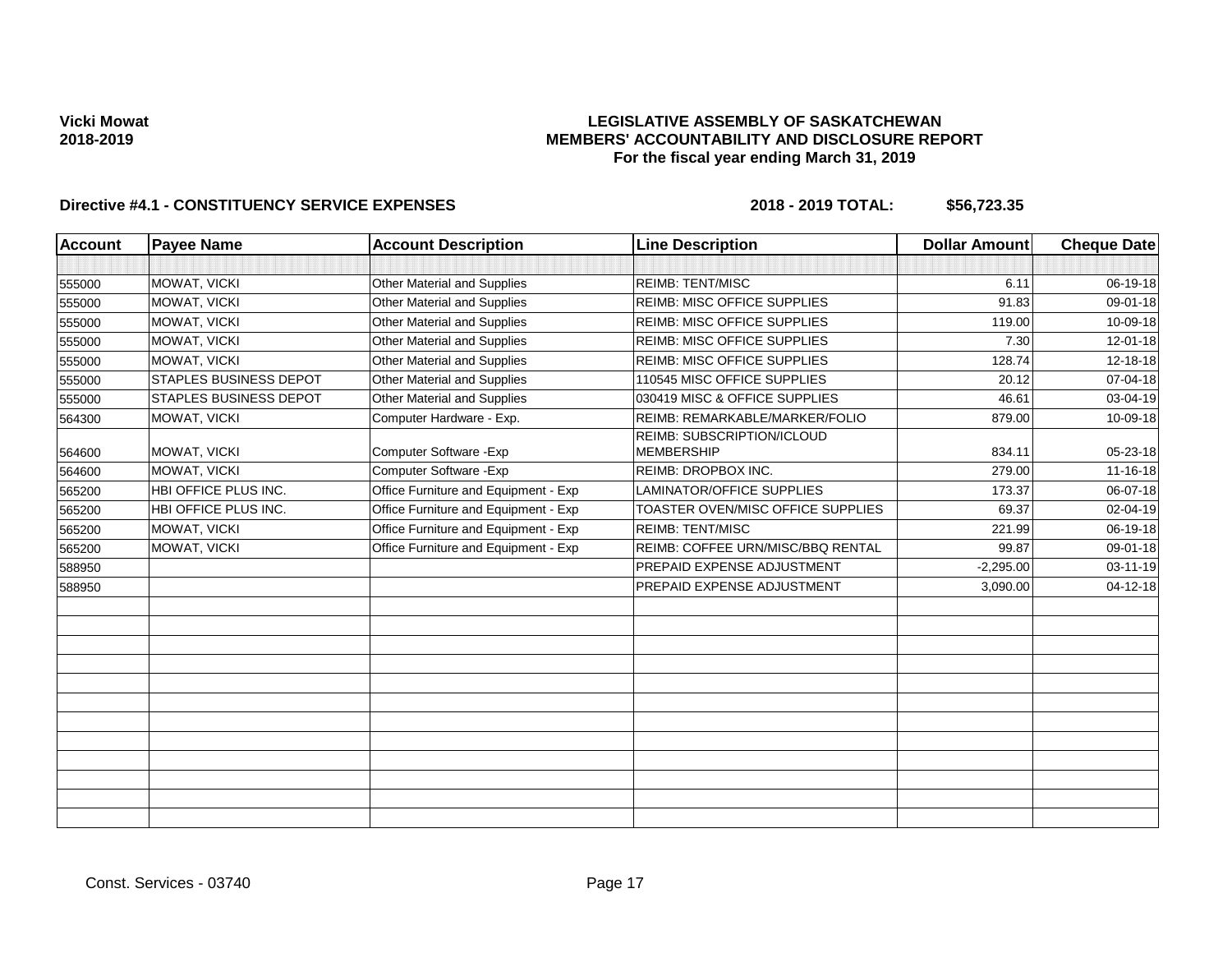**Vicki Mowat**
**2018-2019**

**LEGISLATIVE ASSEMBLY OF SASKATCHEWAN**
**MEMBERS' ACCOUNTABILITY AND DISCLOSURE REPORT**
**For the fiscal year ending March 31, 2019**

**Directive #4.1 - CONSTITUENCY SERVICE EXPENSES** **2018 - 2019 TOTAL: $56,723.35**

| Account | Payee Name | Account Description | Line Description | Dollar Amount | Cheque Date |
|---|---|---|---|---|---|
| | | | | | |
| 555000 | MOWAT, VICKI | Other Material and Supplies | REIMB: TENT/MISC | 6.11 | 06-19-18 |
| 555000 | MOWAT, VICKI | Other Material and Supplies | REIMB: MISC OFFICE SUPPLIES | 91.83 | 09-01-18 |
| 555000 | MOWAT, VICKI | Other Material and Supplies | REIMB: MISC OFFICE SUPPLIES | 119.00 | 10-09-18 |
| 555000 | MOWAT, VICKI | Other Material and Supplies | REIMB: MISC OFFICE SUPPLIES | 7.30 | 12-01-18 |
| 555000 | MOWAT, VICKI | Other Material and Supplies | REIMB: MISC OFFICE SUPPLIES | 128.74 | 12-18-18 |
| 555000 | STAPLES BUSINESS DEPOT | Other Material and Supplies | 110545 MISC OFFICE SUPPLIES | 20.12 | 07-04-18 |
| 555000 | STAPLES BUSINESS DEPOT | Other Material and Supplies | 030419 MISC & OFFICE SUPPLIES | 46.61 | 03-04-19 |
| 564300 | MOWAT, VICKI | Computer Hardware - Exp. | REIMB: REMARKABLE/MARKER/FOLIO | 879.00 | 10-09-18 |
| 564600 | MOWAT, VICKI | Computer Software -Exp | REIMB: SUBSCRIPTION/ICLOUD MEMBERSHIP | 834.11 | 05-23-18 |
| 564600 | MOWAT, VICKI | Computer Software -Exp | REIMB: DROPBOX INC. | 279.00 | 11-16-18 |
| 565200 | HBI OFFICE PLUS INC. | Office Furniture and Equipment - Exp | LAMINATOR/OFFICE SUPPLIES | 173.37 | 06-07-18 |
| 565200 | HBI OFFICE PLUS INC. | Office Furniture and Equipment - Exp | TOASTER OVEN/MISC OFFICE SUPPLIES | 69.37 | 02-04-19 |
| 565200 | MOWAT, VICKI | Office Furniture and Equipment - Exp | REIMB: TENT/MISC | 221.99 | 06-19-18 |
| 565200 | MOWAT, VICKI | Office Furniture and Equipment - Exp | REIMB: COFFEE URN/MISC/BBQ RENTAL | 99.87 | 09-01-18 |
| 588950 | | | PREPAID EXPENSE ADJUSTMENT | -2,295.00 | 03-11-19 |
| 588950 | | | PREPAID EXPENSE ADJUSTMENT | 3,090.00 | 04-12-18 |

Const. Services - 03740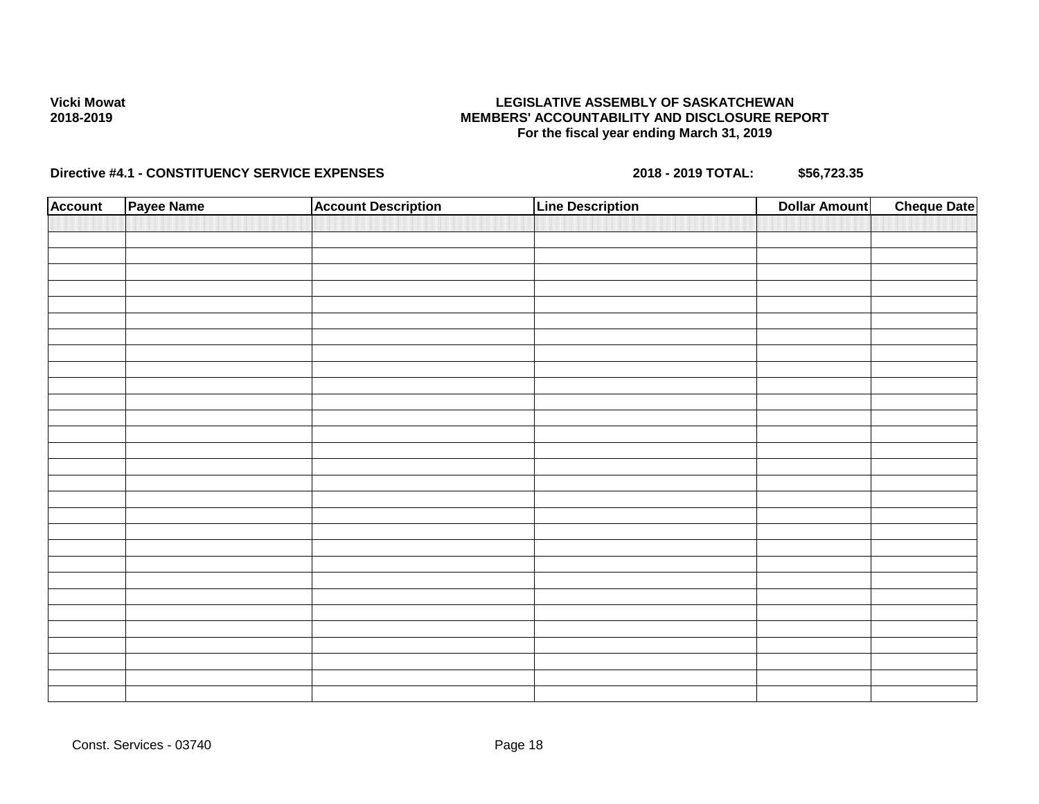**Vicki Mowat**
**2018-2019**

**LEGISLATIVE ASSEMBLY OF SASKATCHEWAN**
**MEMBERS' ACCOUNTABILITY AND DISCLOSURE REPORT**
**For the fiscal year ending March 31, 2019**

**Directive #4.1 - CONSTITUENCY SERVICE EXPENSES** **2018 - 2019 TOTAL: $56,723.35**

| Account | Payee Name | Account Description | Line Description | Dollar Amount | Cheque Date |
|---|---|---|---|---|---|
| | | | | | |

Const. Services - 03740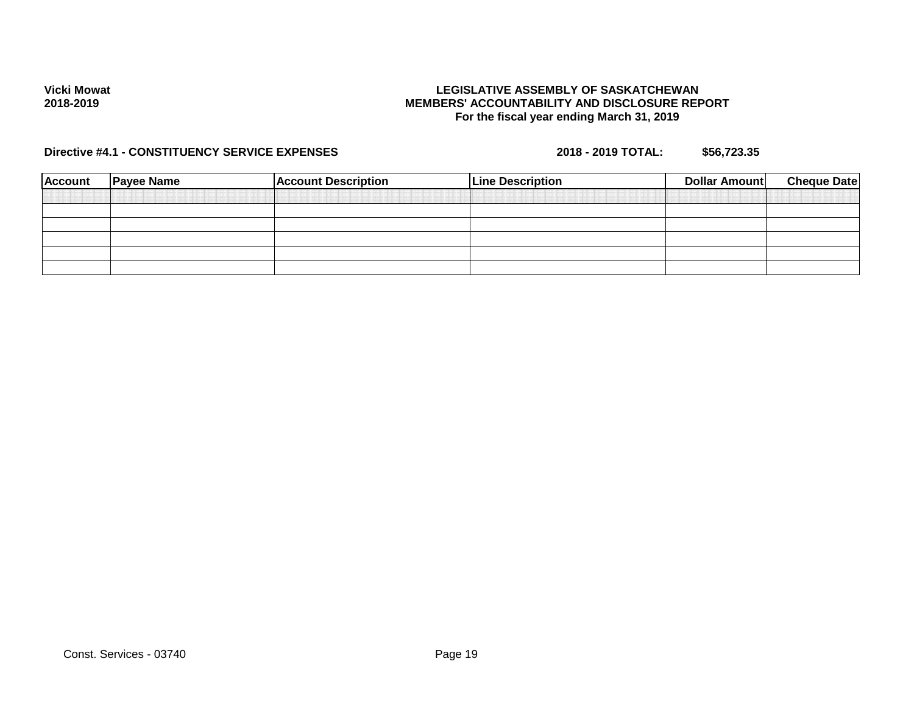Vicki Mowat
2018-2019

**LEGISLATIVE ASSEMBLY OF SASKATCHEWAN**
**MEMBERS' ACCOUNTABILITY AND DISCLOSURE REPORT**
**For the fiscal year ending March 31, 2019**

**Directive #4.1 - CONSTITUENCY SERVICE EXPENSES** **2018 - 2019 TOTAL: $56,723.35**

| Account | Payee Name | Account Description | Line Description | Dollar Amount | Cheque Date |
|---|---|---|---|---|---|
| | | | | | |
| | | | | | |
| | | | | | |
| | | | | | |
| | | | | | |
| | | | | | |

Const. Services - 03740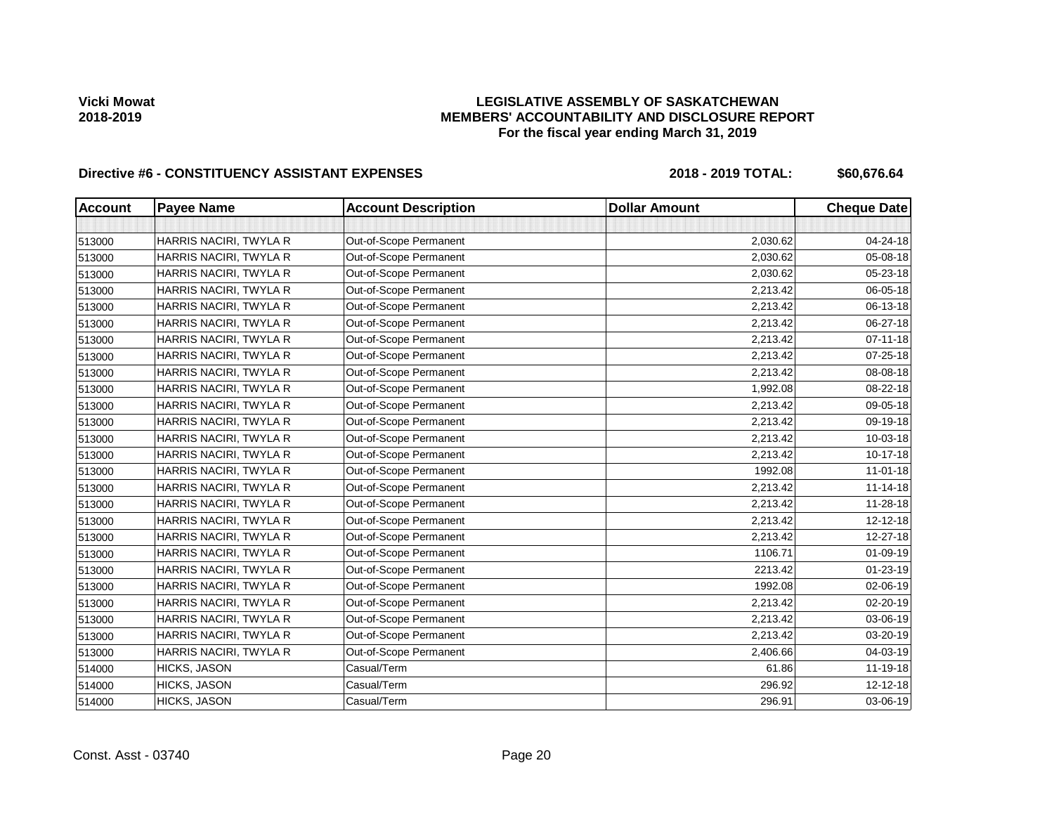Vicki Mowat
2018-2019

**LEGISLATIVE ASSEMBLY OF SASKATCHEWAN**
**MEMBERS' ACCOUNTABILITY AND DISCLOSURE REPORT**
**For the fiscal year ending March 31, 2019**

**Directive #6 - CONSTITUENCY ASSISTANT EXPENSES** **2018 - 2019 TOTAL: $60,676.64**

| Account | Payee Name | Account Description | Dollar Amount | Cheque Date |
|---|---|---|---|---|
| | | | | |
| 513000 | HARRIS NACIRI, TWYLA R | Out-of-Scope Permanent | 2,030.62 | 04-24-18 |
| 513000 | HARRIS NACIRI, TWYLA R | Out-of-Scope Permanent | 2,030.62 | 05-08-18 |
| 513000 | HARRIS NACIRI, TWYLA R | Out-of-Scope Permanent | 2,030.62 | 05-23-18 |
| 513000 | HARRIS NACIRI, TWYLA R | Out-of-Scope Permanent | 2,213.42 | 06-05-18 |
| 513000 | HARRIS NACIRI, TWYLA R | Out-of-Scope Permanent | 2,213.42 | 06-13-18 |
| 513000 | HARRIS NACIRI, TWYLA R | Out-of-Scope Permanent | 2,213.42 | 06-27-18 |
| 513000 | HARRIS NACIRI, TWYLA R | Out-of-Scope Permanent | 2,213.42 | 07-11-18 |
| 513000 | HARRIS NACIRI, TWYLA R | Out-of-Scope Permanent | 2,213.42 | 07-25-18 |
| 513000 | HARRIS NACIRI, TWYLA R | Out-of-Scope Permanent | 2,213.42 | 08-08-18 |
| 513000 | HARRIS NACIRI, TWYLA R | Out-of-Scope Permanent | 1,992.08 | 08-22-18 |
| 513000 | HARRIS NACIRI, TWYLA R | Out-of-Scope Permanent | 2,213.42 | 09-05-18 |
| 513000 | HARRIS NACIRI, TWYLA R | Out-of-Scope Permanent | 2,213.42 | 09-19-18 |
| 513000 | HARRIS NACIRI, TWYLA R | Out-of-Scope Permanent | 2,213.42 | 10-03-18 |
| 513000 | HARRIS NACIRI, TWYLA R | Out-of-Scope Permanent | 2,213.42 | 10-17-18 |
| 513000 | HARRIS NACIRI, TWYLA R | Out-of-Scope Permanent | 1992.08 | 11-01-18 |
| 513000 | HARRIS NACIRI, TWYLA R | Out-of-Scope Permanent | 2,213.42 | 11-14-18 |
| 513000 | HARRIS NACIRI, TWYLA R | Out-of-Scope Permanent | 2,213.42 | 11-28-18 |
| 513000 | HARRIS NACIRI, TWYLA R | Out-of-Scope Permanent | 2,213.42 | 12-12-18 |
| 513000 | HARRIS NACIRI, TWYLA R | Out-of-Scope Permanent | 2,213.42 | 12-27-18 |
| 513000 | HARRIS NACIRI, TWYLA R | Out-of-Scope Permanent | 1106.71 | 01-09-19 |
| 513000 | HARRIS NACIRI, TWYLA R | Out-of-Scope Permanent | 2213.42 | 01-23-19 |
| 513000 | HARRIS NACIRI, TWYLA R | Out-of-Scope Permanent | 1992.08 | 02-06-19 |
| 513000 | HARRIS NACIRI, TWYLA R | Out-of-Scope Permanent | 2,213.42 | 02-20-19 |
| 513000 | HARRIS NACIRI, TWYLA R | Out-of-Scope Permanent | 2,213.42 | 03-06-19 |
| 513000 | HARRIS NACIRI, TWYLA R | Out-of-Scope Permanent | 2,213.42 | 03-20-19 |
| 513000 | HARRIS NACIRI, TWYLA R | Out-of-Scope Permanent | 2,406.66 | 04-03-19 |
| 514000 | HICKS, JASON | Casual/Term | 61.86 | 11-19-18 |
| 514000 | HICKS, JASON | Casual/Term | 296.92 | 12-12-18 |
| 514000 | HICKS, JASON | Casual/Term | 296.91 | 03-06-19 |

Const. Asst - 03740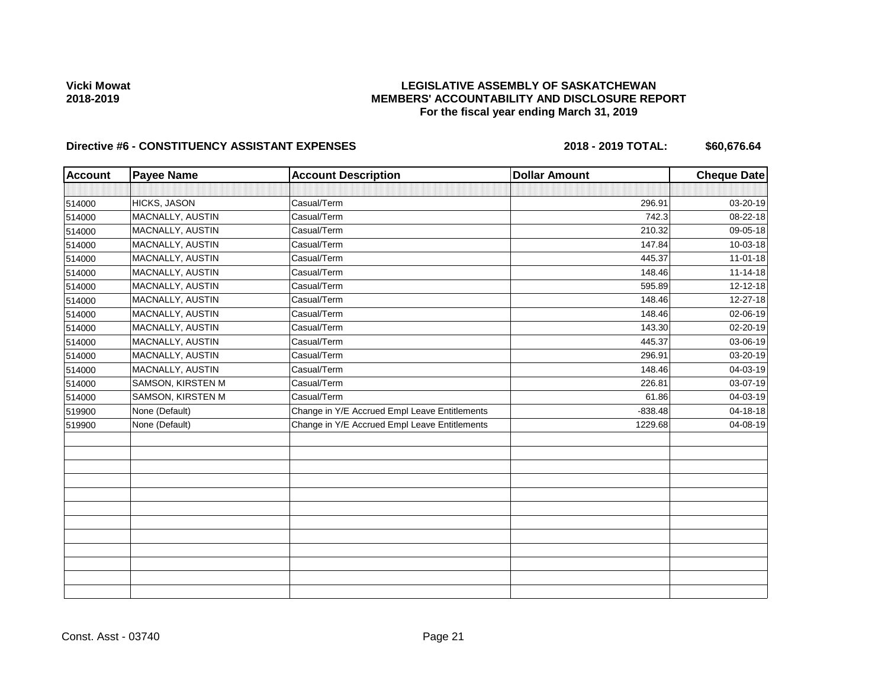**Vicki Mowat**
**2018-2019**

# LEGISLATIVE ASSEMBLY OF SASKATCHEWAN
## MEMBERS' ACCOUNTABILITY AND DISCLOSURE REPORT
### For the fiscal year ending March 31, 2019

**Directive #6 - CONSTITUENCY ASSISTANT EXPENSES** **2018 - 2019 TOTAL: $60,676.64**

| Account | Payee Name | Account Description | Dollar Amount | Cheque Date |
|---|---|---|---|---|
| | | | | |
| 514000 | HICKS, JASON | Casual/Term | 296.91 | 03-20-19 |
| 514000 | MACNALLY, AUSTIN | Casual/Term | 742.3 | 08-22-18 |
| 514000 | MACNALLY, AUSTIN | Casual/Term | 210.32 | 09-05-18 |
| 514000 | MACNALLY, AUSTIN | Casual/Term | 147.84 | 10-03-18 |
| 514000 | MACNALLY, AUSTIN | Casual/Term | 445.37 | 11-01-18 |
| 514000 | MACNALLY, AUSTIN | Casual/Term | 148.46 | 11-14-18 |
| 514000 | MACNALLY, AUSTIN | Casual/Term | 595.89 | 12-12-18 |
| 514000 | MACNALLY, AUSTIN | Casual/Term | 148.46 | 12-27-18 |
| 514000 | MACNALLY, AUSTIN | Casual/Term | 148.46 | 02-06-19 |
| 514000 | MACNALLY, AUSTIN | Casual/Term | 143.30 | 02-20-19 |
| 514000 | MACNALLY, AUSTIN | Casual/Term | 445.37 | 03-06-19 |
| 514000 | MACNALLY, AUSTIN | Casual/Term | 296.91 | 03-20-19 |
| 514000 | MACNALLY, AUSTIN | Casual/Term | 148.46 | 04-03-19 |
| 514000 | SAMSON, KIRSTEN M | Casual/Term | 226.81 | 03-07-19 |
| 514000 | SAMSON, KIRSTEN M | Casual/Term | 61.86 | 04-03-19 |
| 519900 | None (Default) | Change in Y/E Accrued Empl Leave Entitlements | -838.48 | 04-18-18 |
| 519900 | None (Default) | Change in Y/E Accrued Empl Leave Entitlements | 1229.68 | 04-08-19 |
| | | | | |
| | | | | |
| | | | | |
| | | | | |
| | | | | |
| | | | | |
| | | | | |
| | | | | |
| | | | | |
| | | | | |
| | | | | |
| | | | | |

Const. Asst - 03740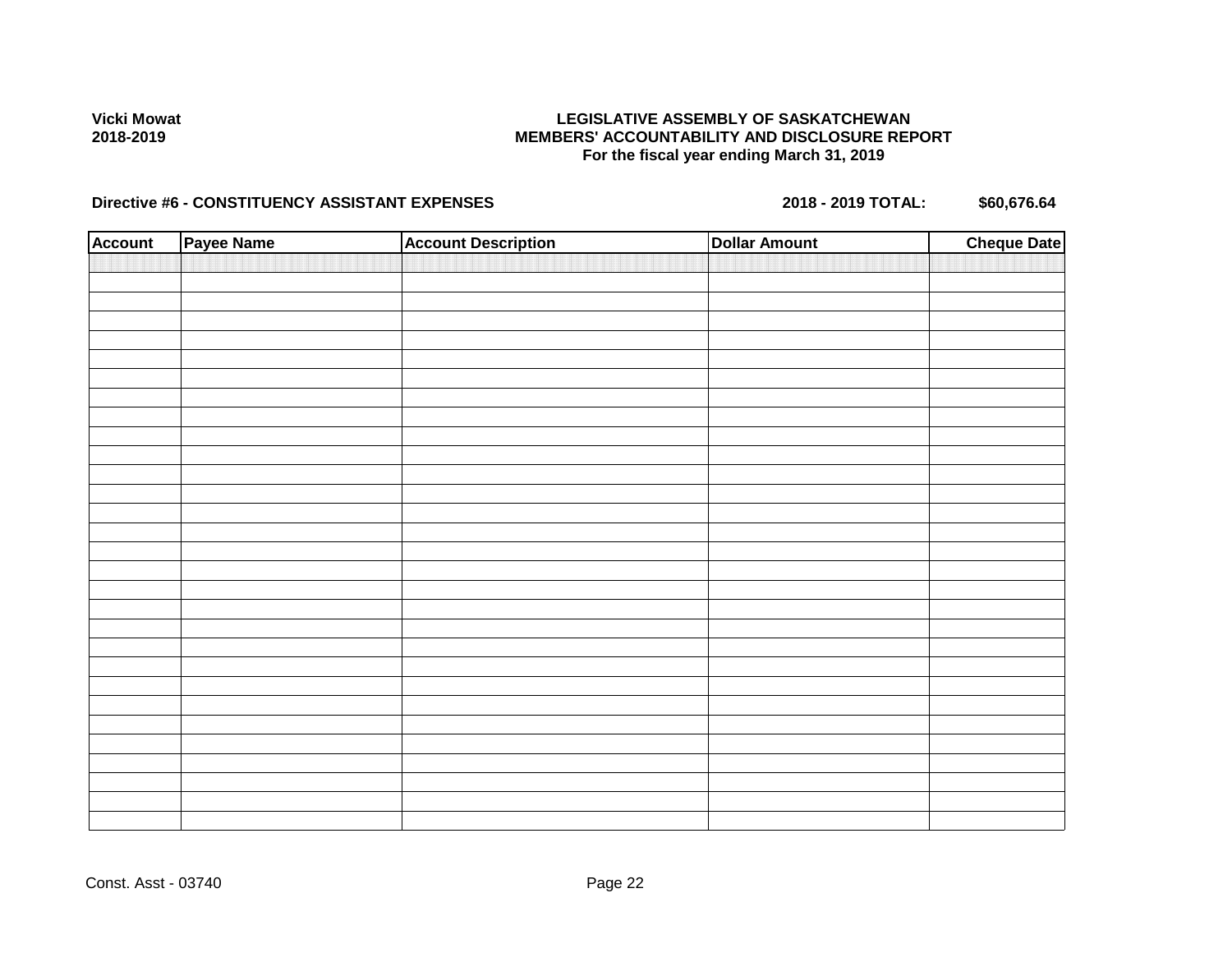Vicki Mowat
2018-2019

**LEGISLATIVE ASSEMBLY OF SASKATCHEWAN**
**MEMBERS' ACCOUNTABILITY AND DISCLOSURE REPORT**
**For the fiscal year ending March 31, 2019**

**Directive #6 - CONSTITUENCY ASSISTANT EXPENSES** **2018 - 2019 TOTAL: $60,676.64**

| Account | Payee Name | Account Description | Dollar Amount | Cheque Date |
|---|---|---|---|---|
| | | | | |

Const. Asst - 03740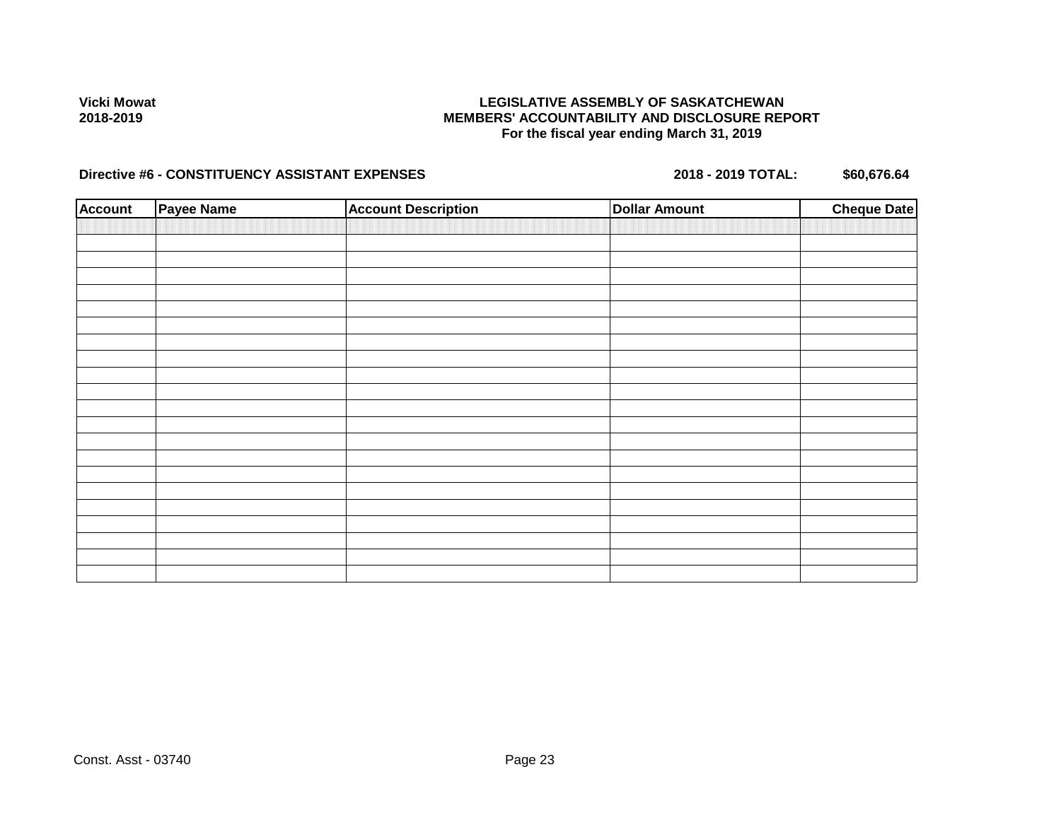**Vicki Mowat**
**2018-2019**

**LEGISLATIVE ASSEMBLY OF SASKATCHEWAN**
**MEMBERS' ACCOUNTABILITY AND DISCLOSURE REPORT**
**For the fiscal year ending March 31, 2019**

**Directive #6 - CONSTITUENCY ASSISTANT EXPENSES** **2018 - 2019 TOTAL: $60,676.64**

| Account | Payee Name | Account Description | Dollar Amount | Cheque Date |
|---|---|---|---|---|
| | | | | |
| | | | | |
| | | | | |
| | | | | |
| | | | | |
| | | | | |
| | | | | |
| | | | | |
| | | | | |
| | | | | |
| | | | | |
| | | | | |
| | | | | |
| | | | | |
| | | | | |
| | | | | |
| | | | | |
| | | | | |
| | | | | |
| | | | | |
| | | | | |
| | | | | |

Const. Asst - 03740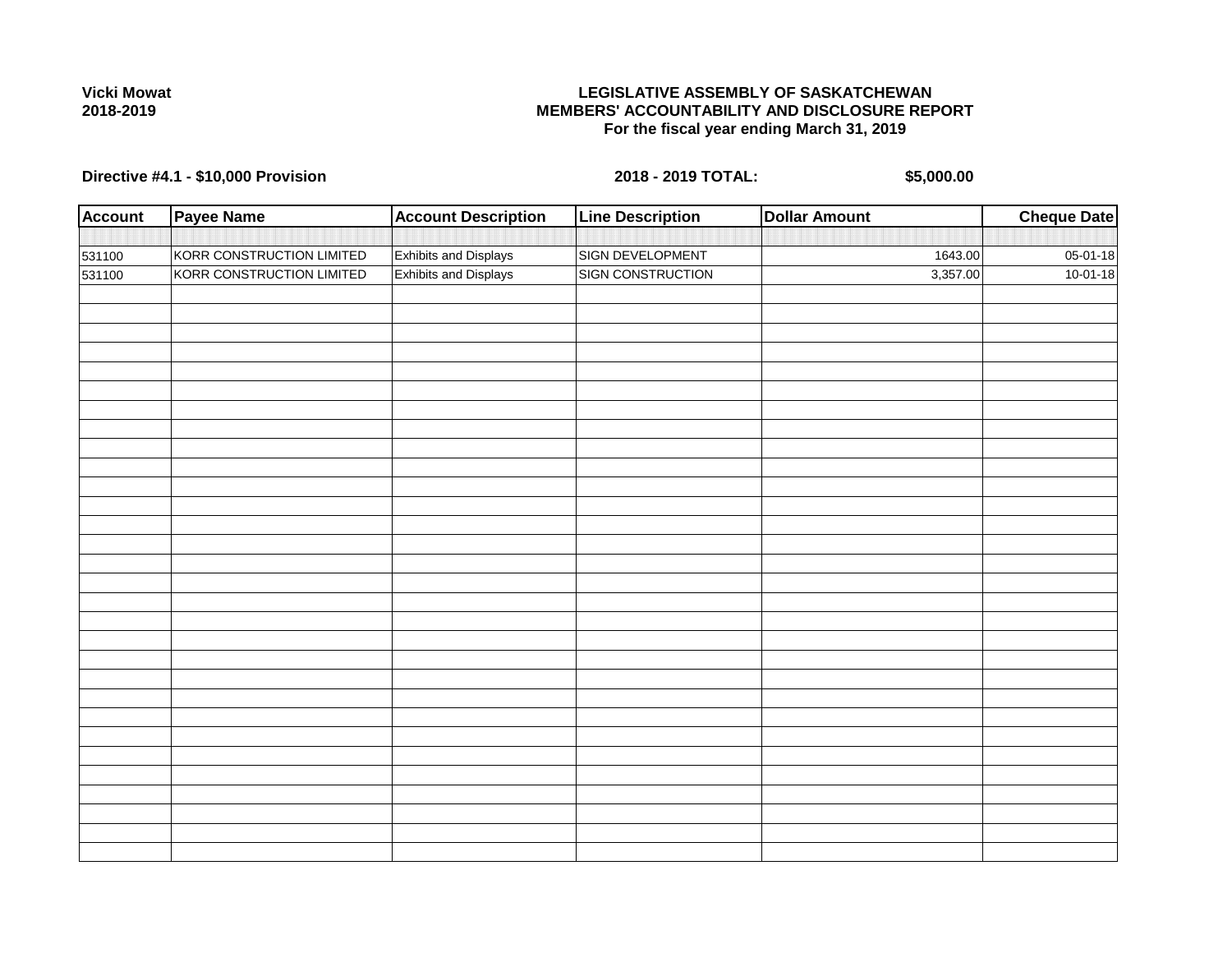**Vicki Mowat**
**2018-2019**

**LEGISLATIVE ASSEMBLY OF SASKATCHEWAN**
**MEMBERS' ACCOUNTABILITY AND DISCLOSURE REPORT**
**For the fiscal year ending March 31, 2019**

**Directive #4.1 - $10,000 Provision** **2018 - 2019 TOTAL:** **$5,000.00**

| Account | Payee Name | Account Description | Line Description | Dollar Amount | Cheque Date |
|---|---|---|---|---|---|
| 531100 | KORR CONSTRUCTION LIMITED | Exhibits and Displays | SIGN DEVELOPMENT | 1643.00 | 05-01-18 |
| 531100 | KORR CONSTRUCTION LIMITED | Exhibits and Displays | SIGN CONSTRUCTION | 3,357.00 | 10-01-18 |